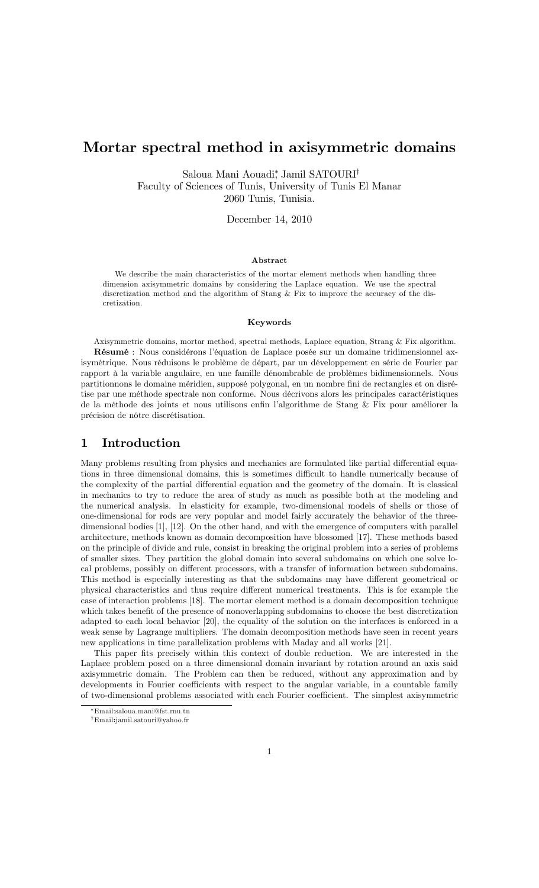# Mortar spectral method in axisymmetric domains

Saloua Mani Aouadi*, Jamil SATOURI†
Faculty of Sciences of Tunis, University of Tunis El Manar
2060 Tunis, Tunisia.

December 14, 2010

### Abstract

We describe the main characteristics of the mortar element methods when handling three dimension axisymmetric domains by considering the Laplace equation. We use the spectral discretization method and the algorithm of Stang & Fix to improve the accuracy of the discretization.

### Keywords

Axisymmetric domains, mortar method, spectral methods, Laplace equation, Strang & Fix algorithm.

**Résumé** : Nous considérons l'équation de Laplace posée sur un domaine tridimensionnel axisymétrique. Nous réduisons le problème de départ, par un développement en série de Fourier par rapport à la variable angulaire, en une famille dénombrable de problèmes bidimensionnels. Nous partitionnons le domaine méridien, supposé polygonal, en un nombre fini de rectangles et on disrétise par une méthode spectrale non conforme. Nous décrivons alors les principales caractéristiques de la méthode des joints et nous utilisons enfin l'algorithme de Stang & Fix pour améliorer la précision de nôtre discrétisation.

## 1 Introduction

Many problems resulting from physics and mechanics are formulated like partial differential equations in three dimensional domains, this is sometimes difficult to handle numerically because of the complexity of the partial differential equation and the geometry of the domain. It is classical in mechanics to try to reduce the area of study as much as possible both at the modeling and the numerical analysis. In elasticity for example, two-dimensional models of shells or those of one-dimensional for rods are very popular and model fairly accurately the behavior of the three-dimensional bodies [1], [12]. On the other hand, and with the emergence of computers with parallel architecture, methods known as domain decomposition have blossomed [17]. These methods based on the principle of divide and rule, consist in breaking the original problem into a series of problems of smaller sizes. They partition the global domain into several subdomains on which one solve local problems, possibly on different processors, with a transfer of information between subdomains. This method is especially interesting as that the subdomains may have different geometrical or physical characteristics and thus require different numerical treatments. This is for example the case of interaction problems [18]. The mortar element method is a domain decomposition technique which takes benefit of the presence of nonoverlapping subdomains to choose the best discretization adapted to each local behavior [20], the equality of the solution on the interfaces is enforced in a weak sense by Lagrange multipliers. The domain decomposition methods have seen in recent years new applications in time parallelization problems with Maday and all works [21].

This paper fits precisely within this context of double reduction. We are interested in the Laplace problem posed on a three dimensional domain invariant by rotation around an axis said axisymmetric domain. The Problem can then be reduced, without any approximation and by developments in Fourier coefficients with respect to the angular variable, in a countable family of two-dimensional problems associated with each Fourier coefficient. The simplest axisymmetric

*Email:saloua.mani@fst.rnu.tn

†Email:jamil.satouri@yahoo.fr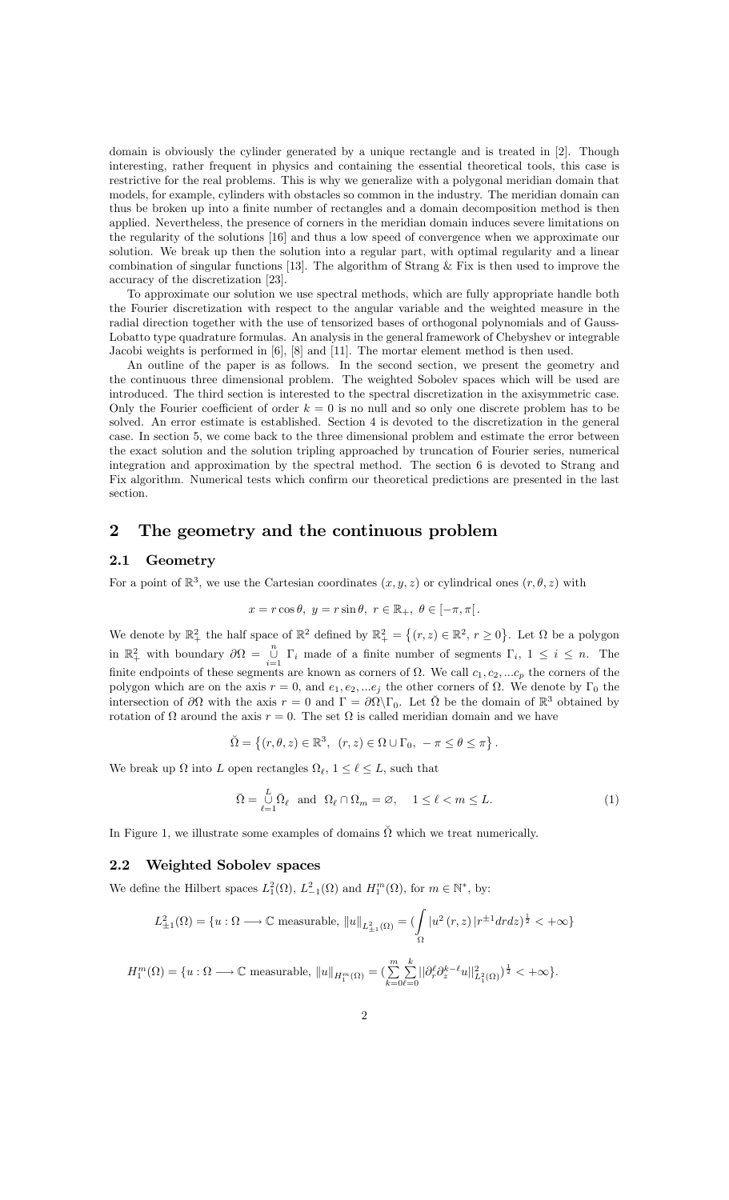domain is obviously the cylinder generated by a unique rectangle and is treated in [2]. Though interesting, rather frequent in physics and containing the essential theoretical tools, this case is restrictive for the real problems. This is why we generalize with a polygonal meridian domain that models, for example, cylinders with obstacles so common in the industry. The meridian domain can thus be broken up into a finite number of rectangles and a domain decomposition method is then applied. Nevertheless, the presence of corners in the meridian domain induces severe limitations on the regularity of the solutions [16] and thus a low speed of convergence when we approximate our solution. We break up then the solution into a regular part, with optimal regularity and a linear combination of singular functions [13]. The algorithm of Strang & Fix is then used to improve the accuracy of the discretization [23].

To approximate our solution we use spectral methods, which are fully appropriate handle both the Fourier discretization with respect to the angular variable and the weighted measure in the radial direction together with the use of tensorized bases of orthogonal polynomials and of Gauss-Lobatto type quadrature formulas. An analysis in the general framework of Chebyshev or integrable Jacobi weights is performed in [6], [8] and [11]. The mortar element method is then used.

An outline of the paper is as follows. In the second section, we present the geometry and the continuous three dimensional problem. The weighted Sobolev spaces which will be used are introduced. The third section is interested to the spectral discretization in the axisymmetric case. Only the Fourier coefficient of order $k = 0$ is no null and so only one discrete problem has to be solved. An error estimate is established. Section 4 is devoted to the discretization in the general case. In section 5, we come back to the three dimensional problem and estimate the error between the exact solution and the solution tripling approached by truncation of Fourier series, numerical integration and approximation by the spectral method. The section 6 is devoted to Strang and Fix algorithm. Numerical tests which confirm our theoretical predictions are presented in the last section.

## 2 The geometry and the continuous problem

### 2.1 Geometry

For a point of $\mathbb{R}^3$, we use the Cartesian coordinates $(x, y, z)$ or cylindrical ones $(r, \theta, z)$ with

$$x = r\cos\theta,\ y = r\sin\theta,\ r \in \mathbb{R}_+,\ \theta \in [-\pi, \pi[.$$

We denote by $\mathbb{R}^2_+$ the half space of $\mathbb{R}^2$ defined by $\mathbb{R}^2_+ = \{(r, z) \in \mathbb{R}^2,\ r \geq 0\}$. Let $\Omega$ be a polygon in $\mathbb{R}^2_+$ with boundary $\partial\Omega = \overset{n}{\underset{i=1}{\cup}} \Gamma_i$ made of a finite number of segments $\Gamma_i$, $1 \leq i \leq n$. The finite endpoints of these segments are known as corners of $\Omega$. We call $c_1, c_2, ...c_p$ the corners of the polygon which are on the axis $r = 0$, and $e_1, e_2, ...e_j$ the other corners of $\Omega$. We denote by $\Gamma_0$ the intersection of $\partial\Omega$ with the axis $r = 0$ and $\Gamma = \partial\Omega\backslash\Gamma_0$. Let $\breve{\Omega}$ be the domain of $\mathbb{R}^3$ obtained by rotation of $\Omega$ around the axis $r = 0$. The set $\Omega$ is called meridian domain and we have

$$\breve{\Omega} = \left\{(r, \theta, z) \in \mathbb{R}^3,\ (r, z) \in \Omega \cup \Gamma_0,\ -\pi \leq \theta \leq \pi\right\}.$$

We break up $\Omega$ into $L$ open rectangles $\Omega_\ell$, $1 \leq \ell \leq L$, such that

$$\bar{\Omega} = \overset{L}{\underset{\ell=1}{\cup}} \bar{\Omega}_\ell \ \text{ and }\ \Omega_\ell \cap \Omega_m = \varnothing, \quad 1 \leq \ell < m \leq L. \tag{1}$$

In Figure 1, we illustrate some examples of domains $\breve{\Omega}$ which we treat numerically.

### 2.2 Weighted Sobolev spaces

We define the Hilbert spaces $L^2_1(\Omega)$, $L^2_{-1}(\Omega)$ and $H^m_1(\Omega)$, for $m \in \mathbb{N}^*$, by:

$$L^2_{\pm 1}(\Omega) = \{u : \Omega \longrightarrow \mathbb{C} \text{ measurable},\ \|u\|_{L^2_{\pm 1}(\Omega)} = (\int_\Omega |u^2(r, z)|r^{\pm 1}drdz)^{\frac{1}{2}} < +\infty\}$$

$$H^m_1(\Omega) = \{u : \Omega \longrightarrow \mathbb{C} \text{ measurable},\ \|u\|_{H^m_1(\Omega)} = (\sum_{k=0}^{m}\sum_{\ell=0}^{k} ||\partial^\ell_r \partial^{k-\ell}_z u||^2_{L^2_1(\Omega)})^{\frac{1}{2}} < +\infty\}.$$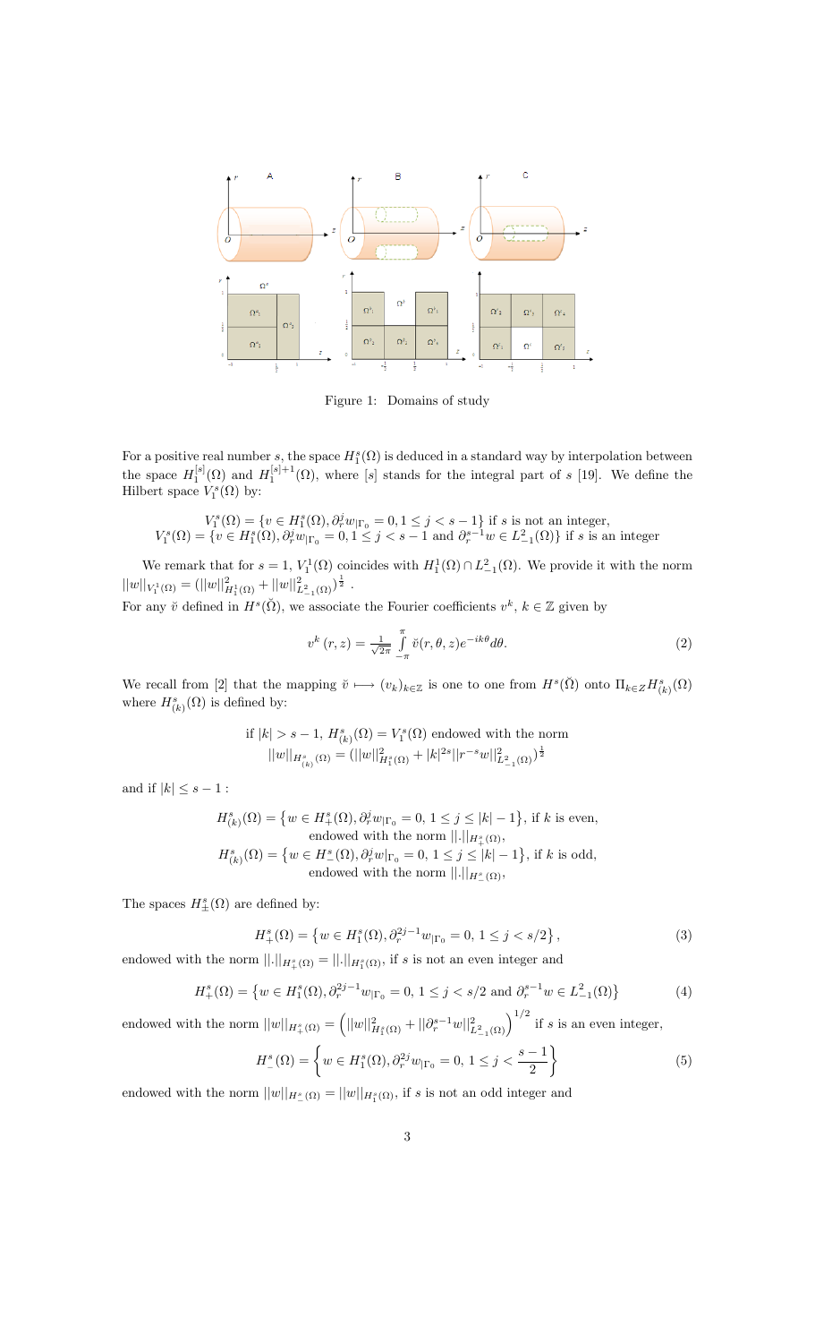Figure 1: Domains of study

For a positive real number $s$, the space $H_1^s(\Omega)$ is deduced in a standard way by interpolation between the space $H_1^{[s]}(\Omega)$ and $H_1^{[s]+1}(\Omega)$, where $[s]$ stands for the integral part of $s$ [19]. We define the Hilbert space $V_1^s(\Omega)$ by:

$$V_1^s(\Omega) = \{v \in H_1^s(\Omega), \partial_r^j w_{|\Gamma_0} = 0, 1 \leq j < s-1\} \text{ if } s \text{ is not an integer,}$$
$$V_1^s(\Omega) = \{v \in H_1^s(\Omega), \partial_r^j w_{|\Gamma_0} = 0, 1 \leq j < s-1 \text{ and } \partial_r^{s-1} w \in L_{-1}^2(\Omega)\} \text{ if } s \text{ is an integer}$$

We remark that for $s = 1$, $V_1^1(\Omega)$ coincides with $H_1^1(\Omega) \cap L_{-1}^2(\Omega)$. We provide it with the norm $||w||_{V_1^1(\Omega)} = (||w||^2_{H_1^1(\Omega)} + ||w||^2_{L_{-1}^2(\Omega)})^{\frac{1}{2}}$.
For any $\breve{v}$ defined in $H^s(\breve{\Omega})$, we associate the Fourier coefficients $v^k$, $k \in \mathbb{Z}$ given by

$$v^k(r,z) = \frac{1}{\sqrt{2\pi}} \int_{-\pi}^{\pi} \breve{v}(r,\theta,z) e^{-ik\theta} d\theta. \tag{2}$$

We recall from [2] that the mapping $\breve{v} \longmapsto (v_k)_{k \in \mathbb{Z}}$ is one to one from $H^s(\breve{\Omega})$ onto $\Pi_{k \in Z} H^s_{(k)}(\Omega)$ where $H^s_{(k)}(\Omega)$ is defined by:

$$\text{if } |k| > s-1, \; H^s_{(k)}(\Omega) = V_1^s(\Omega) \text{ endowed with the norm}$$
$$||w||_{H^s_{(k)}(\Omega)} = (||w||^2_{H_1^s(\Omega)} + |k|^{2s} ||r^{-s} w||^2_{L_{-1}^2(\Omega)})^{\frac{1}{2}}$$

and if $|k| \leq s-1$ :

$$H^s_{(k)}(\Omega) = \left\{w \in H^s_+(\Omega), \partial_r^j w_{|\Gamma_0} = 0, \, 1 \leq j \leq |k|-1\right\}, \text{ if } k \text{ is even,}$$
$$\text{endowed with the norm } ||.||_{H^s_+(\Omega)},$$
$$H^s_{(k)}(\Omega) = \left\{w \in H^s_-(\Omega), \partial_r^j w_{|\Gamma_0} = 0, \, 1 \leq j \leq |k|-1\right\}, \text{ if } k \text{ is odd,}$$
$$\text{endowed with the norm } ||.||_{H^s_-(\Omega)},$$

The spaces $H^s_\pm(\Omega)$ are defined by:

$$H^s_+(\Omega) = \left\{w \in H_1^s(\Omega), \partial_r^{2j-1} w_{|\Gamma_0} = 0, \, 1 \leq j < s/2\right\}, \tag{3}$$

endowed with the norm $||.||_{H^s_+(\Omega)} = ||.||_{H^s_1(\Omega)}$, if $s$ is not an even integer and

$$H^s_+(\Omega) = \left\{w \in H_1^s(\Omega), \partial_r^{2j-1} w_{|\Gamma_0} = 0, \, 1 \leq j < s/2 \text{ and } \partial_r^{s-1} w \in L_{-1}^2(\Omega)\right\} \tag{4}$$

endowed with the norm $||w||_{H^s_+(\Omega)} = \left(||w||^2_{H^s_1(\Omega)} + ||\partial_r^{s-1} w||^2_{L^2_{-1}(\Omega)}\right)^{1/2}$ if $s$ is an even integer,

$$H^s_-(\Omega) = \left\{w \in H_1^s(\Omega), \partial_r^{2j} w_{|\Gamma_0} = 0, \, 1 \leq j < \frac{s-1}{2}\right\} \tag{5}$$

endowed with the norm $||w||_{H^s_-(\Omega)} = ||w||_{H^s_1(\Omega)}$, if $s$ is not an odd integer and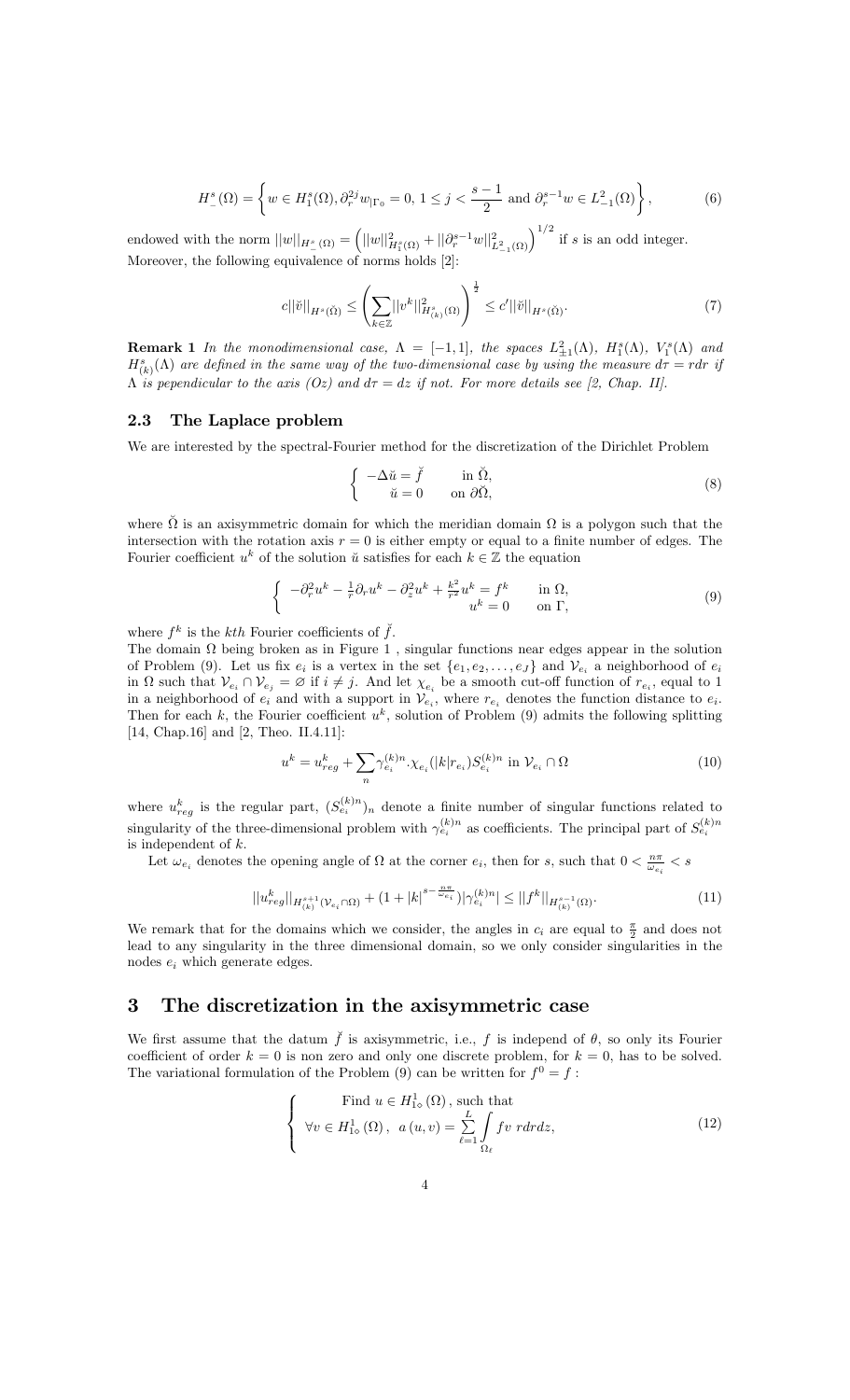$$H^s_-(\Omega) = \left\{ w \in H^s_1(\Omega), \partial_r^{2j} w_{|\Gamma_0} = 0, \, 1 \leq j < \frac{s-1}{2} \text{ and } \partial_r^{s-1} w \in L^2_{-1}(\Omega) \right\}, \tag{6}$$

endowed with the norm $||w||_{H^s_-(\Omega)} = \left( ||w||^2_{H^s_1(\Omega)} + ||\partial_r^{s-1} w||^2_{L^2_{-1}(\Omega)} \right)^{1/2}$ if $s$ is an odd integer.
Moreover, the following equivalence of norms holds [2]:

$$c||\breve{v}||_{H^s(\breve{\Omega})} \leq \left( \sum_{k \in \mathbb{Z}} ||v^k||^2_{H^s_{(k)}(\Omega)} \right)^{\frac{1}{2}} \leq c'||\breve{v}||_{H^s(\breve{\Omega})}. \tag{7}$$

**Remark 1** *In the monodimensional case, $\Lambda = [-1, 1]$, the spaces $L^2_{\pm 1}(\Lambda)$, $H^s_1(\Lambda)$, $V^s_1(\Lambda)$ and $H^s_{(k)}(\Lambda)$ are defined in the same way of the two-dimensional case by using the measure $d\tau = rdr$ if $\Lambda$ is pependicular to the axis $(Oz)$ and $d\tau = dz$ if not. For more details see [2, Chap. II].*

## 2.3 The Laplace problem

We are interested by the spectral-Fourier method for the discretization of the Dirichlet Problem

$$\begin{cases} -\Delta \breve{u} = \breve{f} & \text{in } \breve{\Omega}, \\ \breve{u} = 0 & \text{on } \partial\breve{\Omega}, \end{cases} \tag{8}$$

where $\breve{\Omega}$ is an axisymmetric domain for which the meridian domain $\Omega$ is a polygon such that the intersection with the rotation axis $r = 0$ is either empty or equal to a finite number of edges. The Fourier coefficient $u^k$ of the solution $\breve{u}$ satisfies for each $k \in \mathbb{Z}$ the equation

$$\begin{cases} -\partial_r^2 u^k - \frac{1}{r}\partial_r u^k - \partial_z^2 u^k + \frac{k^2}{r^2} u^k = f^k & \text{in } \Omega, \\ u^k = 0 & \text{on } \Gamma, \end{cases} \tag{9}$$

where $f^k$ is the $kth$ Fourier coefficients of $\breve{f}$.
The domain $\Omega$ being broken as in Figure 1 , singular functions near edges appear in the solution of Problem (9). Let us fix $e_i$ is a vertex in the set $\{e_1, e_2, \ldots, e_J\}$ and $\mathcal{V}_{e_i}$ a neighborhood of $e_i$ in $\Omega$ such that $\mathcal{V}_{e_i} \cap \mathcal{V}_{e_j} = \varnothing$ if $i \neq j$. And let $\chi_{e_i}$ be a smooth cut-off function of $r_{e_i}$, equal to 1 in a neighborhood of $e_i$ and with a support in $\mathcal{V}_{e_i}$, where $r_{e_i}$ denotes the function distance to $e_i$. Then for each $k$, the Fourier coefficient $u^k$, solution of Problem (9) admits the following splitting [14, Chap.16] and [2, Theo. II.4.11]:

$$u^k = u^k_{reg} + \sum_n \gamma^{(k)n}_{e_i} . \chi_{e_i}(|k| r_{e_i}) S^{(k)n}_{e_i} \text{ in } \mathcal{V}_{e_i} \cap \Omega \tag{10}$$

where $u^k_{reg}$ is the regular part, $(S^{(k)n}_{e_i})_n$ denote a finite number of singular functions related to singularity of the three-dimensional problem with $\gamma^{(k)n}_{e_i}$ as coefficients. The principal part of $S^{(k)n}_{e_i}$ is independent of $k$.

Let $\omega_{e_i}$ denotes the opening angle of $\Omega$ at the corner $e_i$, then for $s$, such that $0 < \frac{n\pi}{\omega_{e_i}} < s$

$$||u^k_{reg}||_{H^{s+1}_{(k)}(\mathcal{V}_{e_i} \cap \Omega)} + (1 + |k|^{s - \frac{n\pi}{\omega_{e_i}}})|\gamma^{(k)n}_{e_i}| \leq ||f^k||_{H^{s-1}_{(k)}(\Omega)}. \tag{11}$$

We remark that for the domains which we consider, the angles in $c_i$ are equal to $\frac{\pi}{2}$ and does not lead to any singularity in the three dimensional domain, so we only consider singularities in the nodes $e_i$ which generate edges.

# 3 The discretization in the axisymmetric case

We first assume that the datum $\breve{f}$ is axisymmetric, i.e., $f$ is independ of $\theta$, so only its Fourier coefficient of order $k = 0$ is non zero and only one discrete problem, for $k = 0$, has to be solved. The variational formulation of the Problem (9) can be written for $f^0 = f$ :

$$\begin{cases} \text{Find } u \in H^1_{1\diamond}(\Omega), \text{ such that} \\ \forall v \in H^1_{1\diamond}(\Omega), \; a(u, v) = \sum\limits_{\ell=1}^{L} \int\limits_{\Omega_\ell} f v \; r dr dz, \end{cases} \tag{12}$$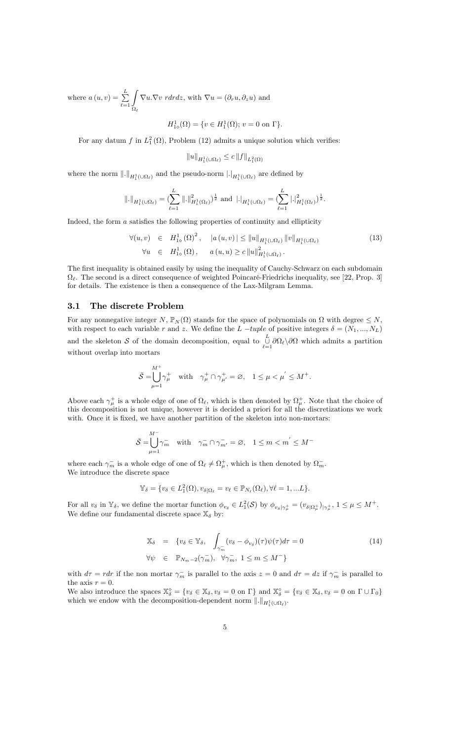where $a(u,v) = \sum_{\ell=1}^{L} \int_{\Omega_\ell} \nabla u.\nabla v \; rdrdz$, with $\nabla u = (\partial_r u, \partial_z u)$ and

$$H^1_{1\diamond}(\Omega) = \{v \in H^1_1(\Omega);\; v = 0 \text{ on } \Gamma\}.$$

For any datum $f$ in $L^2_1(\Omega)$, Problem (12) admits a unique solution which verifies:

$$\|u\|_{H^1_1(\cup\Omega_\ell)} \leq c\, \|f\|_{L^2_1(\Omega)}$$

where the norm $\|.\|_{H^1_1(\cup\Omega_\ell)}$ and the pseudo-norm $|.|_{H^1_1(\cup\Omega_\ell)}$ are defined by

$$\|.\|_{H^1_1(\cup\Omega_\ell)} = \Big(\sum_{\ell=1}^{L} \|.\|^2_{H^1_1(\Omega_\ell)}\Big)^{\frac{1}{2}} \text{ and } |.|_{H^1_1(\cup\Omega_\ell)} = \Big(\sum_{\ell=1}^{L} |.|^2_{H^1_1(\Omega_\ell)}\Big)^{\frac{1}{2}}.$$

Indeed, the form $a$ satisfies the following properties of continuity and ellipticity

$$\begin{aligned}
\forall (u,v) &\in H^1_{1\diamond}(\Omega)^2, \quad |a(u,v)| \leq \|u\|_{H^1_1(\cup\Omega_\ell)} \|v\|_{H^1_1(\cup\Omega_\ell)} \\
\forall u &\in H^1_{1\diamond}(\Omega), \quad a(u,u) \geq c\, \|u\|^2_{H^1_1(\cup\Omega_\ell)}.
\end{aligned} \tag{13}$$

The first inequality is obtained easily by using the inequality of Cauchy-Schwarz on each subdomain $\Omega_\ell$. The second is a direct consequence of weighted Poincaré-Friedrichs inequality, see [22, Prop. 3] for details. The existence is then a consequence of the Lax-Milgram Lemma.

## 3.1 The discrete Problem

For any nonnegative integer $N$, $\mathbb{P}_N(\Omega)$ stands for the space of polynomials on $\Omega$ with degree $\leq N$, with respect to each variable $r$ and $z$. We define the $L$ *-tuple* of positive integers $\delta = (N_1, ..., N_L)$ and the skeleton $\mathcal{S}$ of the domain decomposition, equal to $\bigcup_{\ell=1}^{L} \partial\Omega_\ell \backslash \partial\Omega$ which admits a partition without overlap into mortars

$$\bar{\mathcal{S}} = \bigcup_{\mu=1}^{M^+} \gamma^+_\mu \quad \text{with} \quad \gamma^+_\mu \cap \gamma^+_{\mu'} = \varnothing, \quad 1 \leq \mu < \mu' \leq M^+.$$

Above each $\gamma^+_\mu$ is a whole edge of one of $\Omega_\ell$, which is then denoted by $\Omega^+_\mu$. Note that the choice of this decomposition is not unique, however it is decided a priori for all the discretizations we work with. Once it is fixed, we have another partition of the skeleton into non-mortars:

$$\bar{\mathcal{S}} = \bigcup_{\mu=1}^{M^-} \gamma^-_m \quad \text{with} \quad \gamma^-_m \cap \gamma^-_{m'} = \varnothing, \quad 1 \leq m < m' \leq M^-$$

where each $\gamma^-_m$ is a whole edge of one of $\Omega_\ell \neq \Omega^+_\mu$, which is then denoted by $\Omega^-_m$.
We introduce the discrete space

$$\mathbb{Y}_\delta = \{v_\delta \in L^2_1(\Omega), v_{\delta|\Omega_\ell} = v_\ell \in \mathbb{P}_{N_\ell}(\Omega_\ell), \forall \ell = 1, ...L\}.$$

For all $v_\delta$ in $\mathbb{Y}_\delta$, we define the mortar function $\phi_{v_\delta} \in L^2_1(\mathcal{S})$ by $\phi_{v_\delta|\gamma^+_\mu} = (v_{\delta|\Omega^+_\mu})_{|\gamma^+_\mu}$, $1 \leq \mu \leq M^+$.
We define our fundamental discrete space $\mathbb{X}_\delta$ by:

$$\begin{aligned}
\mathbb{X}_\delta &= \{v_\delta \in \mathbb{Y}_\delta, \; \int_{\gamma^-_m} (v_\delta - \phi_{v_\delta})(\tau)\psi(\tau)d\tau = 0 \\
\forall \psi &\in \mathbb{P}_{N_m - 2}(\gamma^-_m), \; \forall \gamma^-_m, \; 1 \leq m \leq M^-\}
\end{aligned} \tag{14}$$

with $d\tau = rdr$ if the non mortar $\gamma^-_m$ is parallel to the axis $z = 0$ and $d\tau = dz$ if $\gamma^-_m$ is parallel to the axis $r = 0$.
We also introduce the spaces $\mathbb{X}^\diamond_\delta = \{v_\delta \in \mathbb{X}_\delta, v_\delta = 0 \text{ on } \Gamma\}$ and $\mathbb{X}^\diamond_\delta = \{v_\delta \in \mathbb{X}_\delta, v_\delta = 0 \text{ on } \Gamma \cup \Gamma_0\}$ which we endow with the decomposition-dependent norm $\|.\|_{H^1_1(\cup\Omega_\ell)}$.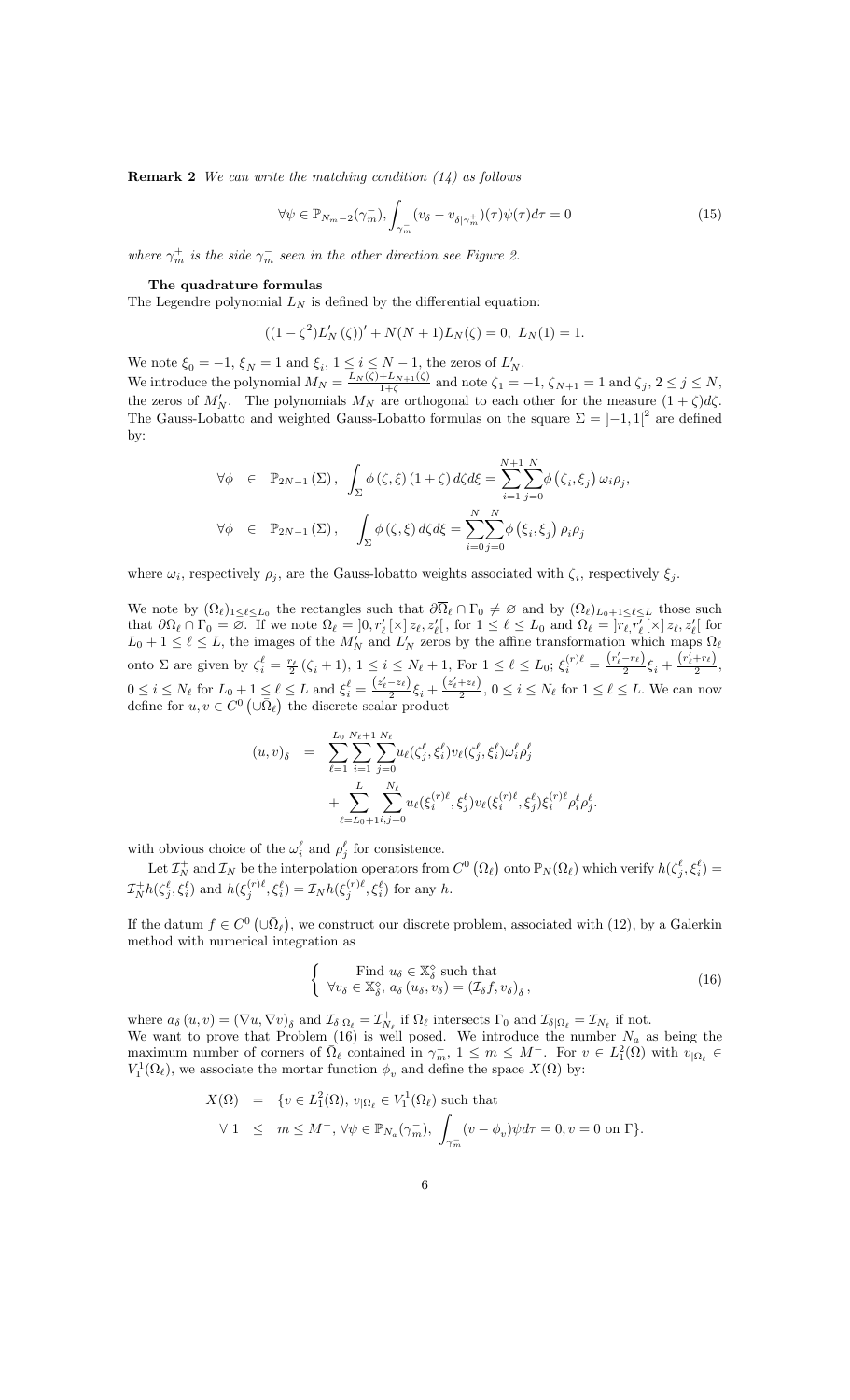**Remark 2** *We can write the matching condition (14) as follows*

$$\forall \psi \in \mathbb{P}_{N_m-2}(\gamma_m^-), \int_{\gamma_m^-} (v_\delta - v_{\delta|\gamma_m^+})(\tau)\psi(\tau)d\tau = 0 \tag{15}$$

*where $\gamma_m^+$ is the side $\gamma_m^-$ seen in the other direction see Figure 2.*

**The quadrature formulas**

The Legendre polynomial $L_N$ is defined by the differential equation:

$$((1-\zeta^2)L_N'(\zeta))' + N(N+1)L_N(\zeta) = 0, \; L_N(1) = 1.$$

We note $\xi_0 = -1$, $\xi_N = 1$ and $\xi_i$, $1 \le i \le N-1$, the zeros of $L_N'$.
We introduce the polynomial $M_N = \frac{L_N(\zeta)+L_{N+1}(\zeta)}{1+\zeta}$ and note $\zeta_1 = -1$, $\zeta_{N+1} = 1$ and $\zeta_j$, $2 \le j \le N$, the zeros of $M_N'$. The polynomials $M_N$ are orthogonal to each other for the measure $(1+\zeta)d\zeta$. The Gauss-Lobatto and weighted Gauss-Lobatto formulas on the square $\Sigma = ]-1,1[^2$ are defined by:

$$\begin{aligned}
\forall \phi &\in \mathbb{P}_{2N-1}(\Sigma), \; \int_\Sigma \phi(\zeta,\xi)(1+\zeta)\,d\zeta d\xi = \sum_{i=1}^{N+1}\sum_{j=0}^{N} \phi(\zeta_i,\xi_j)\,\omega_i\rho_j, \\
\forall \phi &\in \mathbb{P}_{2N-1}(\Sigma), \quad \int_\Sigma \phi(\zeta,\xi)\,d\zeta d\xi = \sum_{i=0}^{N}\sum_{j=0}^{N} \phi(\xi_i,\xi_j)\,\rho_i\rho_j
\end{aligned}$$

where $\omega_i$, respectively $\rho_j$, are the Gauss-lobatto weights associated with $\zeta_i$, respectively $\xi_j$.

We note by $(\Omega_\ell)_{1\le\ell\le L_0}$ the rectangles such that $\partial\overline{\Omega}_\ell \cap \Gamma_0 \neq \varnothing$ and by $(\Omega_\ell)_{L_0+1\le\ell\le L}$ those such that $\partial\Omega_\ell \cap \Gamma_0 = \varnothing$. If we note $\Omega_\ell = ]0, r_\ell'[\times] z_\ell, z_\ell'[$, for $1 \le \ell \le L_0$ and $\Omega_\ell = ]r_\ell, r_\ell'[\times] z_\ell, z_\ell'[$ for $L_0+1 \le \ell \le L$, the images of the $M_N'$ and $L_N'$ zeros by the affine transformation which maps $\Omega_\ell$ onto $\Sigma$ are given by $\zeta_i^\ell = \frac{r_\ell}{2}(\zeta_i+1)$, $1 \le i \le N_\ell+1$, For $1 \le \ell \le L_0$; $\xi_i^{(r)\ell} = \frac{(r_\ell'-r_\ell)}{2}\xi_i + \frac{(r_\ell'+r_\ell)}{2}$, $0 \le i \le N_\ell$ for $L_0+1 \le \ell \le L$ and $\xi_i^\ell = \frac{(z_\ell'-z_\ell)}{2}\xi_i + \frac{(z_\ell'+z_\ell)}{2}$, $0 \le i \le N_\ell$ for $1 \le \ell \le L$. We can now define for $u, v \in C^0(\cup\bar{\Omega}_\ell)$ the discrete scalar product

$$\begin{aligned}
(u,v)_\delta &= \sum_{\ell=1}^{L_0}\sum_{i=1}^{N_\ell+1}\sum_{j=0}^{N_\ell} u_\ell(\zeta_j^\ell,\xi_i^\ell)v_\ell(\zeta_j^\ell,\xi_i^\ell)\omega_i^\ell\rho_j^\ell \\
&\quad + \sum_{\ell=L_0+1}^{L}\sum_{i,j=0}^{N_\ell} u_\ell(\xi_i^{(r)\ell},\xi_j^\ell)v_\ell(\xi_i^{(r)\ell},\xi_j^\ell)\xi_i^{(r)\ell}\rho_i^\ell\rho_j^\ell.
\end{aligned}$$

with obvious choice of the $\omega_i^\ell$ and $\rho_j^\ell$ for consistence.

Let $\mathcal{I}_N^+$ and $\mathcal{I}_N$ be the interpolation operators from $C^0(\bar{\Omega}_\ell)$ onto $\mathbb{P}_N(\Omega_\ell)$ which verify $h(\zeta_j^\ell,\xi_i^\ell) = \mathcal{I}_N^+ h(\zeta_j^\ell,\xi_i^\ell)$ and $h(\xi_j^{(r)\ell},\xi_i^\ell) = \mathcal{I}_N h(\xi_j^{(r)\ell},\xi_i^\ell)$ for any $h$.

If the datum $f \in C^0(\cup\bar{\Omega}_\ell)$, we construct our discrete problem, associated with (12), by a Galerkin method with numerical integration as

$$\left\{ \begin{array}{c} \text{Find } u_\delta \in \mathbb{X}_\delta^\circ \text{ such that} \\ \forall v_\delta \in \mathbb{X}_\delta^\circ,\, a_\delta(u_\delta, v_\delta) = (\mathcal{I}_\delta f, v_\delta)_\delta, \end{array} \right. \tag{16}$$

where $a_\delta(u,v) = (\nabla u, \nabla v)_\delta$ and $\mathcal{I}_{\delta|\Omega_\ell} = \mathcal{I}_{N_\ell}^+$ if $\Omega_\ell$ intersects $\Gamma_0$ and $\mathcal{I}_{\delta|\Omega_\ell} = \mathcal{I}_{N_\ell}$ if not.
We want to prove that Problem (16) is well posed. We introduce the number $N_a$ as being the maximum number of corners of $\bar{\Omega}_\ell$ contained in $\gamma_m^-$, $1 \le m \le M^-$. For $v \in L_1^2(\Omega)$ with $v_{|\Omega_\ell} \in V_1^1(\Omega_\ell)$, we associate the mortar function $\phi_v$ and define the space $X(\Omega)$ by:

$$\begin{aligned}
X(\Omega) &= \{v \in L_1^2(\Omega),\, v_{|\Omega_\ell} \in V_1^1(\Omega_\ell) \text{ such that} \\
\forall\, 1 &\le m \le M^-, \forall \psi \in \mathbb{P}_{N_a}(\gamma_m^-),\, \int_{\gamma_m^-}(v-\phi_v)\psi d\tau = 0, v = 0 \text{ on } \Gamma\}.
\end{aligned}$$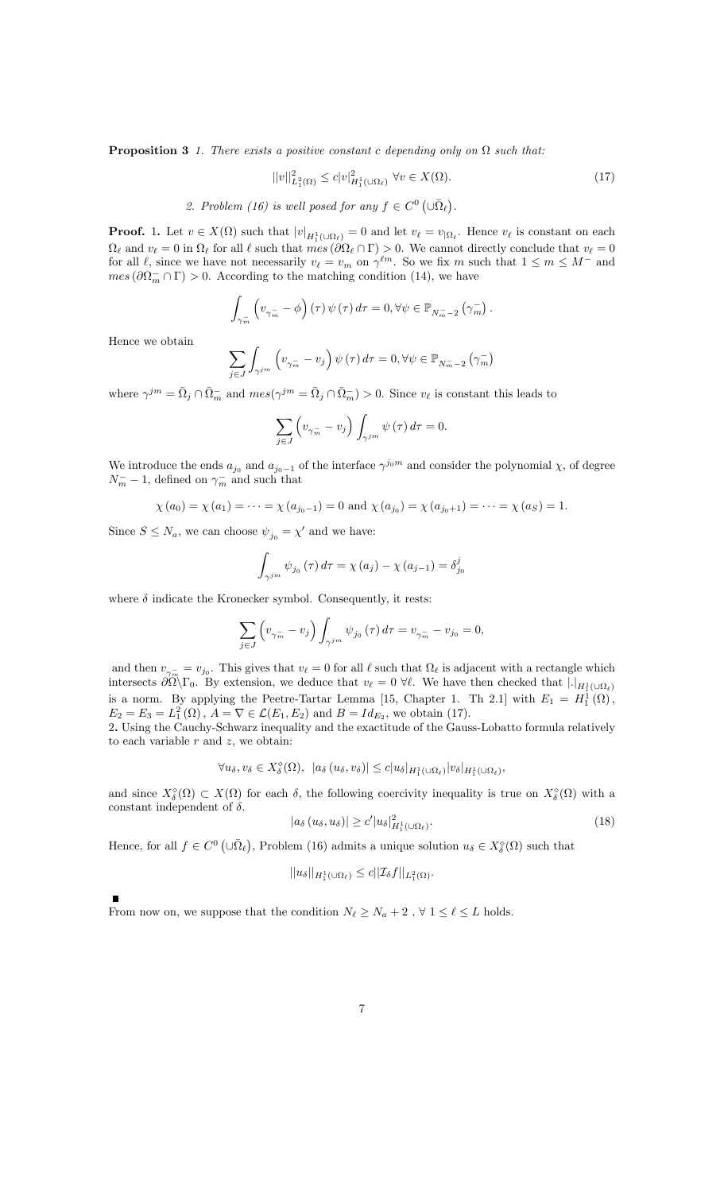**Proposition 3** *1. There exists a positive constant $c$ depending only on $\Omega$ such that:*

$$||v||^2_{L^2_1(\Omega)} \leq c|v|^2_{H^1_1(\cup\Omega_\ell)} \;\forall v \in X(\Omega). \tag{17}$$

*2. Problem (16) is well posed for any $f \in C^0\left(\cup\bar{\Omega}_\ell\right)$.*

**Proof.** 1. Let $v \in X(\Omega)$ such that $|v|_{H^1_1(\cup\Omega_\ell)} = 0$ and let $v_\ell = v_{|\Omega_\ell}$. Hence $v_\ell$ is constant on each $\Omega_\ell$ and $v_\ell = 0$ in $\Omega_\ell$ for all $\ell$ such that $mes\left(\partial\Omega_\ell \cap \Gamma\right) > 0$. We cannot directly conclude that $v_\ell = 0$ for all $\ell$, since we have not necessarily $v_\ell = v_m$ on $\gamma^{\ell m}$. So we fix $m$ such that $1 \leq m \leq M^-$ and $mes\left(\partial\Omega^-_m \cap \Gamma\right) > 0$. According to the matching condition (14), we have

$$\int_{\gamma^-_m} \left(v_{\gamma^-_m} - \phi\right)(\tau)\,\psi(\tau)\,d\tau = 0, \forall\psi \in \mathbb{P}_{N^-_m - 2}\left(\gamma^-_m\right).$$

Hence we obtain

$$\sum_{j\in J} \int_{\gamma^{jm}} \left(v_{\gamma^-_m} - v_j\right)\psi(\tau)\,d\tau = 0, \forall\psi \in \mathbb{P}_{N^-_m - 2}\left(\gamma^-_m\right)$$

where $\gamma^{jm} = \bar{\Omega}_j \cap \bar{\Omega}^-_m$ and $mes(\gamma^{jm} = \bar{\Omega}_j \cap \bar{\Omega}^-_m) > 0$. Since $v_\ell$ is constant this leads to

$$\sum_{j\in J} \left(v_{\gamma^-_m} - v_j\right) \int_{\gamma^{jm}} \psi(\tau)\,d\tau = 0.$$

We introduce the ends $a_{j_0}$ and $a_{j_0-1}$ of the interface $\gamma^{j_0 m}$ and consider the polynomial $\chi$, of degree $N^-_m - 1$, defined on $\gamma^-_m$ and such that

$$\chi(a_0) = \chi(a_1) = \cdots = \chi(a_{j_0-1}) = 0 \text{ and } \chi(a_{j_0}) = \chi(a_{j_0+1}) = \cdots = \chi(a_S) = 1.$$

Since $S \leq N_a$, we can choose $\psi_{j_0} = \chi'$ and we have:

$$\int_{\gamma^{jm}} \psi_{j_0}(\tau)\,d\tau = \chi(a_j) - \chi(a_{j-1}) = \delta^j_{j_0}$$

where $\delta$ indicate the Kronecker symbol. Consequently, it rests:

$$\sum_{j\in J} \left(v_{\gamma^-_m} - v_j\right) \int_{\gamma^{jm}} \psi_{j_0}(\tau)\,d\tau = v_{\gamma^-_m} - v_{j_0} = 0,$$

and then $v_{\gamma^-_m} = v_{j_0}$. This gives that $v_\ell = 0$ for all $\ell$ such that $\Omega_\ell$ is adjacent with a rectangle which intersects $\partial\Omega\backslash\Gamma_0$. By extension, we deduce that $v_\ell = 0\ \forall\ell$. We have then checked that $|.|_{H^1_1(\cup\Omega_\ell)}$ is a norm. By applying the Peetre-Tartar Lemma [15, Chapter 1. Th 2.1] with $E_1 = H^1_1(\Omega)$, $E_2 = E_3 = L^2_1(\Omega)$, $A = \nabla \in \mathcal{L}(E_1, E_2)$ and $B = Id_{E_2}$, we obtain (17).

2. Using the Cauchy-Schwarz inequality and the exactitude of the Gauss-Lobatto formula relatively to each variable $r$ and $z$, we obtain:

$$\forall u_\delta, v_\delta \in X^\diamond_\delta(\Omega),\;\; |a_\delta(u_\delta, v_\delta)| \leq c|u_\delta|_{H^1_1(\cup\Omega_\ell)}|v_\delta|_{H^1_1(\cup\Omega_\ell)},$$

and since $X^\diamond_\delta(\Omega) \subset X(\Omega)$ for each $\delta$, the following coercivity inequality is true on $X^\diamond_\delta(\Omega)$ with a constant independent of $\delta$.

$$|a_\delta(u_\delta, u_\delta)| \geq c'|u_\delta|^2_{H^1_1(\cup\Omega_\ell)}. \tag{18}$$

Hence, for all $f \in C^0\left(\cup\bar{\Omega}_\ell\right)$, Problem (16) admits a unique solution $u_\delta \in X^\diamond_\delta(\Omega)$ such that

$$||u_\delta||_{H^1_1(\cup\Omega_\ell)} \leq c||\mathcal{I}_\delta f||_{L^2_1(\Omega)}.$$

■

From now on, we suppose that the condition $N_\ell \geq N_a + 2$ , $\forall\ 1 \leq \ell \leq L$ holds.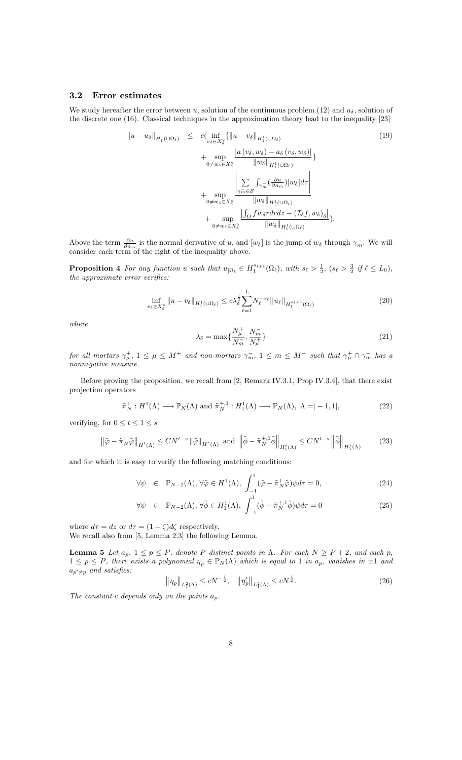### 3.2 Error estimates

We study hereafter the error between $u$, solution of the continuous problem (12) and $u_\delta$, solution of the discrete one (16). Classical techniques in the approximation theory lead to the inequality [23]

$$
\begin{aligned}
\|u-u_\delta\|_{H^1_1(\cup\Omega_\ell)} \leq\ & c\Big(\inf_{v_\delta\in X^\diamond_\delta}\{\|u-v_\delta\|_{H^1_1(\cup\Omega_\ell)} \\
&+ \sup_{0\neq w_\delta\in X^\diamond_\delta}\frac{|a(v_\delta,w_\delta)-a_\delta(v_\delta,w_\delta)|}{\|w_\delta\|_{H^1_1(\cup\Omega_\ell)}}\} \\
&+ \sup_{0\neq w_\delta\in X^\diamond_\delta}\frac{\left|\sum_{\gamma^-_m\in\mathcal{S}}\int_{\gamma^-_m}(\frac{\partial u}{\partial n_m})[w_\delta]d\tau\right|}{\|w_\delta\|_{H^1_1(\cup\Omega_\ell)}} \\
&+ \sup_{0\neq w_\delta\in X^\diamond_\delta}\frac{\left|\int_\Omega f w_\delta r dr dz-(\mathcal{I}_\delta f,w_\delta)_\delta\right|}{\|w_\delta\|_{H^1_1(\cup\Omega_\ell)}}\Big).
\end{aligned}
\tag{19}
$$

Above the term $\frac{\partial u}{\partial n_m}$ is the normal derivative of $u$, and $[w_\delta]$ is the jump of $w_\delta$ through $\gamma^-_m$. We will consider each term of the right of the inequality above.

**Proposition 4** *For any function $u$ such that $u_{|\Omega_\ell}\in H^{s_\ell+1}_1(\Omega_\ell)$, with $s_\ell>\frac{1}{2}$, ($s_\ell>\frac{3}{2}$ if $\ell\leq L_0$), the approximate error verifies:*

$$
\inf_{v_\delta\in X^\diamond_\delta}\|u-v_\delta\|_{H^1_1(\cup\Omega_\ell)}\leq c\lambda_\delta^{\frac{1}{2}}\sum_{\ell=1}^{L}N_\ell^{-s_\ell}\|u_\ell\|_{H^{s_\ell+1}_1(\Omega_\ell)}
\tag{20}
$$

*where*

$$
\lambda_\delta=\max\{\frac{N^+_\mu}{N^-_m},\frac{N^-_m}{N^+_\mu}\}
\tag{21}
$$

*for all mortars $\gamma^+_\mu$, $1\leq\mu\leq M^+$ and non-mortars $\gamma^-_m$, $1\leq m\leq M^-$ such that $\gamma^+_\mu\cap\gamma^-_m$ has a nonnegative measure.*

Before proving the proposition, we recall from [2, Remark IV.3.1, Prop IV.3.4], that there exist projection operators

$$
\tilde{\pi}^1_N: H^1(\Lambda)\longrightarrow\mathbb{P}_N(\Lambda)\text{ and }\tilde{\pi}^{+,1}_N: H^1_1(\Lambda)\longrightarrow\mathbb{P}_N(\Lambda),\ \Lambda=]-1,1[,
\tag{22}
$$

verifying, for $0\leq t\leq 1\leq s$

$$
\left\|\tilde{\varphi}-\tilde{\pi}^1_N\tilde{\varphi}\right\|_{H^t(\Lambda)}\leq CN^{t-s}\|\tilde{\varphi}\|_{H^s(\Lambda)}\text{ and }\left\|\tilde{\phi}-\tilde{\pi}^{+,1}_N\tilde{\phi}\right\|_{H^t_1(\Lambda)}\leq CN^{t-s}\left\|\tilde{\phi}\right\|_{H^s_1(\Lambda)}
\tag{23}
$$

and for which it is easy to verify the following matching conditions:

$$
\forall\psi\ \in\ \mathbb{P}_{N-2}(\Lambda),\forall\tilde{\varphi}\in H^1(\Lambda),\ \int_{-1}^{1}(\tilde{\varphi}-\tilde{\pi}^1_N\tilde{\varphi})\psi d\tau=0,
\tag{24}
$$

$$
\forall\psi\ \in\ \mathbb{P}_{N-2}(\Lambda),\forall\tilde{\phi}\in H^1_1(\Lambda),\ \int_{-1}^{1}(\tilde{\phi}-\tilde{\pi}^{+,1}_N\tilde{\phi})\psi d\tau=0
\tag{25}
$$

where $d\tau=dz$ or $d\tau=(1+\zeta)d\zeta$ respectively.
We recall also from [5, Lemma 2.3] the following Lemma.

**Lemma 5** *Let $a_p$, $1\leq p\leq P$, denote $P$ distinct points in $\Lambda$. For each $N\geq P+2$, and each $p$, $1\leq p\leq P$, there exists a polynomial $\eta_p\in\mathbb{P}_N(\Lambda)$ which is equal to 1 in $a_p$, vanishes in $\pm1$ and $a_{p'\neq p}$ and satisfies:*

$$
\left\|\eta_p\right\|_{L^2_1(\Lambda)}\leq cN^{-\frac{1}{2}},\quad\left\|\eta'_p\right\|_{L^2_1(\Lambda)}\leq cN^{\frac{1}{2}}.
\tag{26}
$$

*The constant $c$ depends only on the points $a_p$.*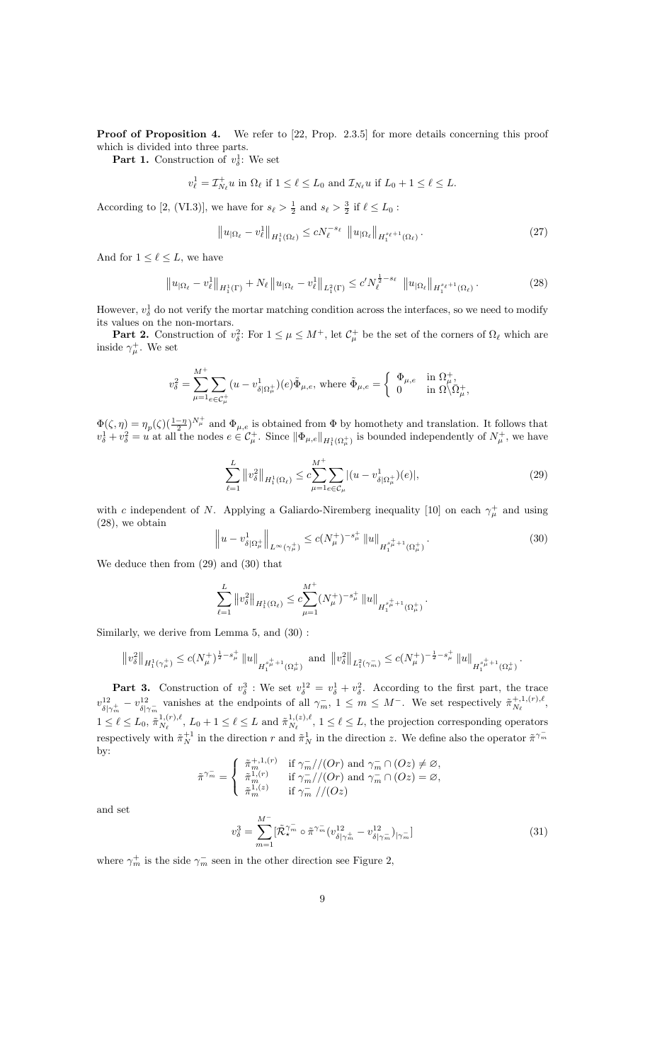**Proof of Proposition 4.** We refer to [22, Prop. 2.3.5] for more details concerning this proof which is divided into three parts.

**Part 1.** Construction of $v_\delta^1$: We set

$$v_\ell^1 = \mathcal{I}_{N_\ell}^+ u \text{ in } \Omega_\ell \text{ if } 1 \le \ell \le L_0 \text{ and } \mathcal{I}_{N_\ell} u \text{ if } L_0+1 \le \ell \le L.$$

According to [2, (VI.3)], we have for $s_\ell > \frac{1}{2}$ and $s_\ell > \frac{3}{2}$ if $\ell \le L_0$ :

$$\left\| u_{|\Omega_\ell} - v_\ell^1 \right\|_{H_1^1(\Omega_\ell)} \le c N_\ell^{-s_\ell} \left\| u_{|\Omega_\ell} \right\|_{H_1^{s_\ell+1}(\Omega_\ell)}. \tag{27}$$

And for $1 \le \ell \le L$, we have

$$\left\| u_{|\Omega_\ell} - v_\ell^1 \right\|_{H_1^1(\Gamma)} + N_\ell \left\| u_{|\Omega_\ell} - v_\ell^1 \right\|_{L_1^2(\Gamma)} \le c' N_\ell^{\frac{1}{2}-s_\ell} \left\| u_{|\Omega_\ell} \right\|_{H_1^{s_\ell+1}(\Omega_\ell)}. \tag{28}$$

However, $v_\delta^1$ do not verify the mortar matching condition across the interfaces, so we need to modify its values on the non-mortars.

**Part 2.** Construction of $v_\delta^2$: For $1 \le \mu \le M^+$, let $\mathcal{C}_\mu^+$ be the set of the corners of $\Omega_\ell$ which are inside $\gamma_\mu^+$. We set

$$v_\delta^2 = \sum_{\mu=1}^{M^+} \sum_{e \in \mathcal{C}_\mu^+} (u - v^1_{\delta|\Omega_\mu^+})(e) \tilde{\Phi}_{\mu,e}, \text{ where } \tilde{\Phi}_{\mu,e} = \begin{cases} \Phi_{\mu,e} & \text{in } \Omega_\mu^+, \\ 0 & \text{in } \Omega \backslash \bar{\Omega}_\mu^+, \end{cases}$$

$\Phi(\zeta,\eta) = \eta_p(\zeta)(\frac{1-\eta}{2})^{N_\mu^+}$ and $\Phi_{\mu,e}$ is obtained from $\Phi$ by homothety and translation. It follows that $v_\delta^1 + v_\delta^2 = u$ at all the nodes $e \in \mathcal{C}_\mu^+$. Since $\|\Phi_{\mu,e}\|_{H_1^1(\Omega_\mu^+)}$ is bounded independently of $N_\mu^+$, we have

$$\sum_{\ell=1}^{L} \left\| v_\delta^2 \right\|_{H_1^1(\Omega_\ell)} \le c \sum_{\mu=1}^{M^+} \sum_{e \in \mathcal{C}_\mu} |(u - v^1_{\delta|\Omega_\mu^+})(e)|, \tag{29}$$

with $c$ independent of $N$. Applying a Galiardo-Nirenberg inequality [10] on each $\gamma_\mu^+$ and using (28), we obtain

$$\left\| u - v^1_{\delta|\Omega_\mu^+} \right\|_{L^\infty(\gamma_\mu^+)} \le c (N_\mu^+)^{-s_\mu^+} \left\| u \right\|_{H_1^{s_\mu^+ +1}(\Omega_\mu^+)}. \tag{30}$$

We deduce then from (29) and (30) that

$$\sum_{\ell=1}^{L} \left\| v_\delta^2 \right\|_{H_1^1(\Omega_\ell)} \le c \sum_{\mu=1}^{M^+} (N_\mu^+)^{-s_\mu^+} \left\| u \right\|_{H_1^{s_\mu^+ +1}(\Omega_\mu^+)}.$$

Similarly, we derive from Lemma 5, and (30) :

$$\left\| v_\delta^2 \right\|_{H_1^1(\gamma_\mu^+)} \le c (N_\mu^+)^{\frac{1}{2}-s_\mu^+} \left\| u \right\|_{H_1^{s_\mu^+ +1}(\Omega_\mu^+)} \text{ and } \left\| v_\delta^2 \right\|_{L_1^2(\gamma_m^-)} \le c (N_\mu^+)^{-\frac{1}{2}-s_\mu^+} \left\| u \right\|_{H_1^{s_\mu^+ +1}(\Omega_\mu^+)}.$$

**Part 3.** Construction of $v_\delta^3$ : We set $v_\delta^{12} = v_\delta^1 + v_\delta^2$. According to the first part, the trace $v^{12}_{\delta|\gamma_m^+} - v^{12}_{\delta|\gamma_m^-}$ vanishes at the endpoints of all $\gamma_m^-$, $1 \le m \le M^-$. We set respectively $\tilde{\pi}_{N_\ell}^{+,1,(r),\ell}$, $1 \le \ell \le L_0$, $\tilde{\pi}_{N_\ell}^{1,(r),\ell}$, $L_0+1 \le \ell \le L$ and $\tilde{\pi}_{N_\ell}^{1,(z),\ell}$, $1 \le \ell \le L$, the projection corresponding operators respectively with $\tilde{\pi}_N^{+1}$ in the direction $r$ and $\tilde{\pi}_N^1$ in the direction $z$. We define also the operator $\tilde{\pi}^{\gamma_m^-}$ by:

$$\tilde{\pi}^{\gamma_m^-} = \begin{cases} \tilde{\pi}_m^{+,1,(r)} & \text{if } \gamma_m^- // (Or) \text{ and } \gamma_m^- \cap (Oz) \ne \varnothing, \\ \tilde{\pi}_m^{1,(r)} & \text{if } \gamma_m^- // (Or) \text{ and } \gamma_m^- \cap (Oz) = \varnothing, \\ \tilde{\pi}_m^{1,(z)} & \text{if } \gamma_m^- // (Oz) \end{cases}$$

and set

$$v_\delta^3 = \sum_{m=1}^{M^-} [\tilde{\mathcal{R}}_\star^{\gamma_m^-} \circ \tilde{\pi}^{\gamma_m^-} (v^{12}_{\delta|\gamma_m^+} - v^{12}_{\delta|\gamma_m^-})_{|\gamma_m^-}] \tag{31}$$

where $\gamma_m^+$ is the side $\gamma_m^-$ seen in the other direction see Figure 2,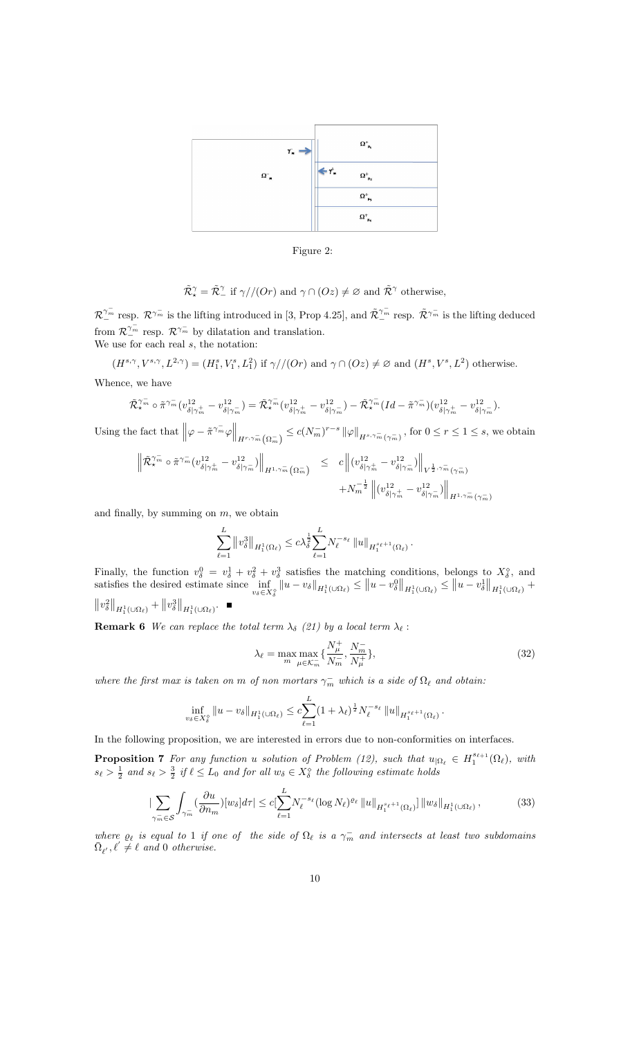Figure 2:

$$\tilde{\mathcal{R}}^{\gamma}_{\star} = \tilde{\mathcal{R}}^{\gamma}_{-} \text{ if } \gamma//(Or) \text{ and } \gamma \cap (Oz) \neq \varnothing \text{ and } \tilde{\mathcal{R}}^{\gamma} \text{ otherwise,}$$

$\mathcal{R}^{\gamma_m^-}_{-}$ resp. $\mathcal{R}^{\gamma_m^-}$ is the lifting introduced in [3, Prop 4.25], and $\tilde{\mathcal{R}}^{\gamma_m^-}_{-}$ resp. $\tilde{\mathcal{R}}^{\gamma_m^-}$ is the lifting deduced from $\mathcal{R}^{\gamma_m^-}_{-}$ resp. $\mathcal{R}^{\gamma_m^-}$ by dilatation and translation.

We use for each real $s$, the notation:

$$(H^{s,\gamma}, V^{s,\gamma}, L^{2,\gamma}) = (H^s_1, V^s_1, L^2_1) \text{ if } \gamma//(Or) \text{ and } \gamma \cap (Oz) \neq \varnothing \text{ and } (H^s, V^s, L^2) \text{ otherwise.}$$

Whence, we have

$$\tilde{\mathcal{R}}^{\gamma_m^-}_{\star} \circ \tilde{\pi}^{\gamma_m^-}(v^{12}_{\delta|\gamma_m^+} - v^{12}_{\delta|\gamma_m^-}) = \tilde{\mathcal{R}}^{\gamma_m^-}_{\star}(v^{12}_{\delta|\gamma_m^+} - v^{12}_{\delta|\gamma_m^-}) - \tilde{\mathcal{R}}^{\gamma_m^-}_{\star}(Id - \tilde{\pi}^{\gamma_m^-})(v^{12}_{\delta|\gamma_m^+} - v^{12}_{\delta|\gamma_m^-}).$$

Using the fact that $\left\|\varphi - \tilde{\pi}^{\gamma_m^-}\varphi\right\|_{H^{r,\gamma_m^-}(\Omega_m^-)} \leq c(N_m^-)^{r-s}\left\|\varphi\right\|_{H^{s,\gamma_m^-}(\gamma_m^-)}$, for $0 \leq r \leq 1 \leq s$, we obtain

$$\begin{aligned}\left\|\tilde{\mathcal{R}}^{\gamma_m^-}_{\star} \circ \tilde{\pi}^{\gamma_m^-}(v^{12}_{\delta|\gamma_m^+} - v^{12}_{\delta|\gamma_m^-})\right\|_{H^{1,\gamma_m^-}(\Omega_m^-)} \leq\;& c\left\|(v^{12}_{\delta|\gamma_m^+} - v^{12}_{\delta|\gamma_m^-})\right\|_{V^{\frac{1}{2},\gamma_m^-}(\gamma_m^-)} \\ &+ N_m^{-\frac{1}{2}}\left\|(v^{12}_{\delta|\gamma_m^+} - v^{12}_{\delta|\gamma_m^-})\right\|_{H^{1,\gamma_m^-}(\gamma_m^-)}\end{aligned}$$

and finally, by summing on $m$, we obtain

$$\sum_{\ell=1}^{L}\left\|v^3_\delta\right\|_{H^1_1(\Omega_\ell)} \leq c\lambda_\delta^{\frac{1}{2}}\sum_{\ell=1}^{L}N_\ell^{-s_\ell}\left\|u\right\|_{H_1^{s_\ell+1}(\Omega_\ell)}.$$

Finally, the function $v^0_\delta = v^1_\delta + v^2_\delta + v^3_\delta$ satisfies the matching conditions, belongs to $X^\circ_\delta$, and satisfies the desired estimate since $\inf_{v_\delta \in X^\circ_\delta}\left\|u - v_\delta\right\|_{H^1_1(\cup\Omega_\ell)} \leq \left\|u - v^0_\delta\right\|_{H^1_1(\cup\Omega_\ell)} \leq \left\|u - v^1_\delta\right\|_{H^1_1(\cup\Omega_\ell)} + \left\|v^2_\delta\right\|_{H^1_1(\cup\Omega_\ell)} + \left\|v^3_\delta\right\|_{H^1_1(\cup\Omega_\ell)}$. ■

**Remark 6** *We can replace the total term $\lambda_\delta$ (21) by a local term $\lambda_\ell$ :*

$$\lambda_\ell = \max_m \max_{\mu \in \mathcal{K}_m^-}\left\{\frac{N_\mu^+}{N_m}, \frac{N_m^-}{N_\mu^+}\right\}, \tag{32}$$

*where the first max is taken on $m$ of non mortars $\gamma_m^-$ which is a side of $\Omega_\ell$ and obtain:*

$$\inf_{v_\delta \in X^\circ_\delta}\left\|u - v_\delta\right\|_{H^1_1(\cup\Omega_\ell)} \leq c\sum_{\ell=1}^{L}(1 + \lambda_\ell)^{\frac{1}{2}}N_\ell^{-s_\ell}\left\|u\right\|_{H_1^{s_\ell+1}(\Omega_\ell)}.$$

In the following proposition, we are interested in errors due to non-conformities on interfaces.

**Proposition 7** *For any function $u$ solution of Problem (12), such that $u_{|\Omega_\ell} \in H_1^{s_\ell+1}(\Omega_\ell)$, with $s_\ell > \frac{1}{2}$ and $s_\ell > \frac{3}{2}$ if $\ell \leq L_0$ and for all $w_\delta \in X^\circ_\delta$ the following estimate holds*

$$\left|\sum_{\gamma_m^- \in \mathcal{S}}\int_{\gamma_m^-}\left(\frac{\partial u}{\partial n_m}\right)[w_\delta]d\tau\right| \leq c\left[\sum_{\ell=1}^{L}N_\ell^{-s_\ell}(\log N_\ell)^{\varrho_\ell}\left\|u\right\|_{H_1^{s_\ell+1}(\Omega_\ell)}\right]\left\|w_\delta\right\|_{H^1_1(\cup\Omega_\ell)}, \tag{33}$$

*where $\varrho_\ell$ is equal to 1 if one of the side of $\Omega_\ell$ is a $\gamma_m^-$ and intersects at least two subdomains $\bar{\Omega}_{\ell'}, \ell' \neq \ell$ and 0 otherwise.*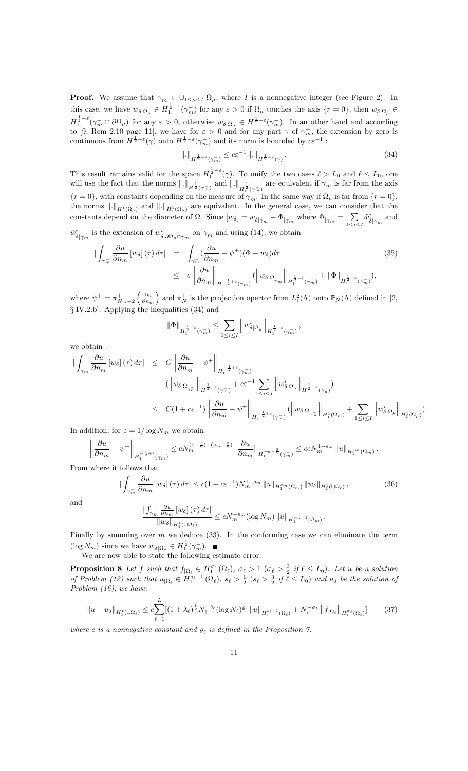**Proof.** We assume that $\gamma_m^- \subset \cup_{1\leq\mu\leq I}\,\Omega_\mu$, where $I$ is a nonnegative integer (see Figure 2). In this case, we have $w_{\delta|\Omega_\mu} \in H_1^{\frac{1}{2}-\varepsilon}(\gamma_m^-)$ for any $\varepsilon > 0$ if $\Omega_\mu$ touches the axis $\{r = 0\}$, then $w_{\delta|\Omega_\mu} \in H_1^{\frac{1}{2}-\varepsilon}(\gamma_m^- \cap \partial\Omega_\mu)$ for any $\varepsilon > 0$, otherwise $w_{\delta|\Omega_\mu} \in H^{\frac{1}{2}-\varepsilon}(\gamma_m^-)$. In an other hand and according to [9, Rem 2.10 page 11], we have for $\varepsilon > 0$ and for any part $\gamma$ of $\gamma_m^-$, the extension by zero is continuous from $H^{\frac{1}{2}-\varepsilon}(\gamma)$ onto $H^{\frac{1}{2}-\varepsilon}(\gamma_m^-)$ and its norm is bounded by $c\varepsilon^{-1}$ :

$$\|.\|_{H^{\frac{1}{2}-\varepsilon}(\gamma_m^-)} \leq c\varepsilon^{-1}\,\|.\|_{H^{\frac{1}{2}-\varepsilon}(\gamma)}. \tag{34}$$

This result remains valid for the space $H_1^{\frac{1}{2}-\varepsilon}(\gamma)$. To unify the two cases $\ell > L_0$ and $\ell \leq L_0$, one will use the fact that the norms $\|.\|_{H^{\frac{1}{2}}(\gamma_m^-)}$ and $\|.\|_{H_1^{\frac{1}{2}}(\gamma_m^-)}$ are equivalent if $\gamma_m^-$ is far from the axis $\{r = 0\}$, with constants depending on the measure of $\gamma_m^-$. In the same way if $\Omega_\mu$ is far from $\{r = 0\}$, the norms $\|.\|_{H^1(\Omega_\mu)}$ and $\|.\|_{H_1^1(\Omega_\mu)}$ are equivalent. In the general case, we can consider that the constants depend on the diameter of $\Omega$. Since $[w_\delta] = w_{\delta|\gamma_m^-} - \Phi_{|\gamma_m^-}$ where $\Phi_{|\gamma_m^-} = \sum_{1\leq i\leq I} \tilde{w}^i_{\delta|\gamma_m^-}$ and $\tilde{w}^i_{\delta|\gamma_m^-}$ is the extension of $w^i_{\delta|\partial\Omega_\mu\cap\gamma_m^-}$ on $\gamma_m^-$ and using (14), we obtain

$$\begin{aligned}
|\int_{\gamma_m^-} \frac{\partial u}{\partial n_m}\,[w_\delta]\,(\tau)\,d\tau| &= \int_{\gamma_m^-} (\frac{\partial u}{\partial n_m} - \psi^+)(\Phi - w_\delta)d\tau \\
&\leq c\left\|\frac{\partial u}{\partial n_m}\right\|_{H^{-\frac{1}{2}+\varepsilon}(\gamma_m^-)} (\left\|w_{\delta|\Omega_{\gamma_m^-}}\right\|_{H_1^{\frac{1}{2}-\varepsilon}(\gamma_m^-)} + \|\Phi\|_{H_1^{\frac{1}{2}-\varepsilon}(\gamma_m^-)}),
\end{aligned} \tag{35}$$

where $\psi^+ = \pi^+_{N_m-2}\left(\frac{\partial u}{\partial n_m}\right)$ and $\pi^+_N$ is the projection opertor from $L^2_1(\Lambda)$ onto $\mathbb{P}_N(\Lambda)$ defined in [2, § IV.2.b]. Applying the inequalities (34) and

$$\|\Phi\|_{H_1^{\frac{1}{2}-\varepsilon}(\gamma_m^-)} \leq \sum_{1\leq i\leq I} \left\|w^i_{\delta|\Omega_\mu}\right\|_{H_1^{\frac{1}{2}-\varepsilon}(\gamma_m^-)},$$

we obtain :

$$\begin{aligned}
|\int_{\gamma_m^-} \frac{\partial u}{\partial n_m}\,[w_\delta]\,(\tau)\,d\tau| &\leq C\left\|\frac{\partial u}{\partial n_m} - \psi^+\right\|_{H_1^{-\frac{1}{2}+\varepsilon}(\gamma_m^-)} \\
&\quad (\left\|w_{\delta|\Omega_{\gamma_m^-}}\right\|_{H_1^{\frac{1}{2}-\varepsilon}(\gamma_m^-)} + c\varepsilon^{-1}\sum_{1\leq i\leq I}\left\|w^i_{\delta|\Omega_\mu}\right\|_{H_1^{\frac{1}{2}-\varepsilon}(\gamma_\mu)}) \\
&\leq C(1 + c\varepsilon^{-1})\left\|\frac{\partial u}{\partial n_m} - \psi^+\right\|_{H_1^{-\frac{1}{2}+\varepsilon}(\gamma_m^-)} (\left\|w_{\delta|\Omega_{\gamma_m^-}}\right\|_{H_1^1(\Omega_m)} + \sum_{1\leq i\leq I}\left\|w^i_{\delta|\Omega_\mu}\right\|_{H_1^1(\Omega_\mu)}).
\end{aligned}$$

In addition, for $\varepsilon = 1/\log N_m$ we obtain

$$\left\|\frac{\partial u}{\partial n_m} - \psi^+\right\|_{H_1^{-\frac{1}{2}+\varepsilon}(\gamma_m^-)} \leq cN_m^{(\varepsilon-\frac{1}{2})-(s_m-\frac{3}{2})}\|\frac{\partial u}{\partial n_m}\|_{H_1^{s_m-\frac{3}{2}}(\gamma_m^-)} \leq ceN_m^{1-s_m}\,\|u\|_{H_1^{s_m}(\Omega_m)}.$$

From where it follows that

$$|\int_{\gamma_m^-} \frac{\partial u}{\partial n_m}\,[w_\delta]\,(\tau)\,d\tau| \leq c(1 + c\varepsilon^{-1})N_m^{1-s_m}\,\|u\|_{H_1^{s_m}(\Omega_m)}\,\|w_\delta\|_{H_1^1(\cup\Omega_\ell)}, \tag{36}$$

and

$$\frac{|\int_{\gamma_m^-} \frac{\partial u}{\partial n_m}\,[w_\delta]\,(\tau)\,d\tau|}{\|w_\delta\|_{H_1^1(\cup\Omega_\ell)}} \leq cN_m^{-s_m}(\log N_m)\,\|u\|_{H_1^{s_m+1}(\Omega_m)}.$$

Finally by summing over $m$ we deduce (33). In the conforming case we can eliminate the term $(\log N_m)$ since we have $w_{\delta|\Omega_\mu} \in H_1^{\frac{1}{2}}(\gamma_m^-)$. ∎

We are now able to state the following estimate error.

**Proposition 8** *Let $f$ such that $f_{|\Omega_\ell} \in H_1^{\sigma_\ell}(\Omega_\ell)$, $\sigma_\ell > 1$ ($\sigma_\ell > \frac{3}{2}$ if $\ell \leq L_0$). Let $u$ be a solution of Problem (12) such that $u_{|\Omega_\ell} \in H_1^{s_\ell+1}(\Omega_\ell)$, $s_\ell > \frac{1}{2}$ ($s_\ell > \frac{3}{2}$ if $\ell \leq L_0$) and $u_\delta$ be the solution of Problem (16), we have:*

$$\|u - u_\delta\|_{H_1^1(\cup\Omega_\ell)} \leq c\sum_{\ell=1}^{L}[(1 + \lambda_\ell)^{\frac{1}{2}}N_\ell^{-s_\ell}(\log N_\ell)^{\varrho_\ell}\,\|u\|_{H_1^{s_\ell+1}(\Omega_\ell)} + N_\ell^{-\sigma_\ell}\,\|f_{|\Omega_\ell}\|_{H_1^{\sigma_\ell}(\Omega_\ell)}] \tag{37}$$

*where $c$ is a nonnegative constant and $\varrho_\ell$ is defined in the Proposition 7.*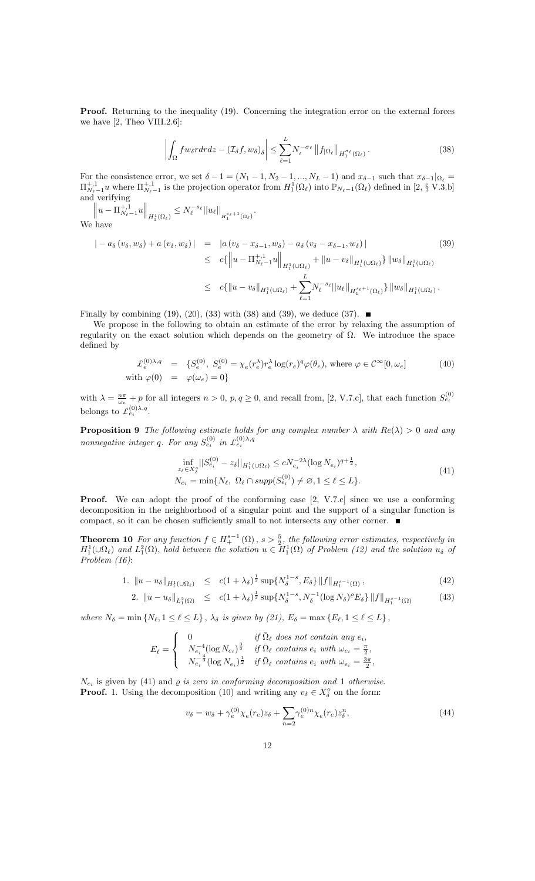**Proof.** Returning to the inequality (19). Concerning the integration error on the external forces we have [2, Theo VIII.2.6]:

$$\left| \int_{\Omega} f w_\delta r dr dz - (\mathcal{I}_\delta f, w_\delta)_\delta \right| \leq \sum_{\ell=1}^{L} N_\ell^{-\sigma_\ell} \left\| f_{|\Omega_\ell} \right\|_{H_1^{\sigma_\ell}(\Omega_\ell)}. \tag{38}$$

For the consistence error, we set $\delta - 1 = (N_1 - 1, N_2 - 1, ..., N_L - 1)$ and $x_{\delta-1}$ such that $x_{\delta-1}|_{\Omega_\ell} = \Pi_{N_\ell - 1}^{+,1} u$ where $\Pi_{N_\ell-1}^{+,1}$ is the projection operator from $H_1^1(\Omega_\ell)$ into $\mathbb{P}_{N_\ell-1}(\Omega_\ell)$ defined in [2, § V.3.b] and verifying

$\left\| u - \Pi_{N_\ell-1}^{+,1} u \right\|_{H_1^1(\Omega_\ell)} \leq N_\ell^{-s_\ell} ||u_\ell||_{H_1^{s_\ell+1}(\Omega_\ell)}.$

We have

$$\begin{aligned}
| - a_\delta(v_\delta, w_\delta) + a(v_\delta, w_\delta)| &= |a(v_\delta - x_{\delta-1}, w_\delta) - a_\delta(v_\delta - x_{\delta-1}, w_\delta)| \\
&\leq c\{\left\| u - \Pi_{N_\ell-1}^{+,1} u \right\|_{H_1^1(\cup\Omega_\ell)} + \|u - v_\delta\|_{H_1^1(\cup\Omega_\ell)}\} \|w_\delta\|_{H_1^1(\cup\Omega_\ell)} \\
&\leq c\{\|u - v_\delta\|_{H_1^1(\cup\Omega_\ell)} + \sum_{\ell=1}^{L} N_\ell^{-s_\ell} ||u_\ell||_{H_1^{s_\ell+1}(\Omega_\ell)}\} \|w_\delta\|_{H_1^1(\cup\Omega_\ell)}.
\end{aligned} \tag{39}$$

Finally by combining (19), (20), (33) with (38) and (39), we deduce (37). ■

We propose in the following to obtain an estimate of the error by relaxing the assumption of regularity on the exact solution which depends on the geometry of $\Omega$. We introduce the space defined by

$$\begin{aligned}
\mathcal{L}_e^{(0)\lambda,q} &= \{S_e^{(0)},\ S_e^{(0)} = \chi_e(r_e^\lambda) r_e^\lambda \log(r_e)^q \varphi(\theta_e), \text{ where } \varphi \in \mathcal{C}^\infty[0, \omega_e] \\
\text{with } \varphi(0) &= \varphi(\omega_e) = 0\}
\end{aligned} \tag{40}$$

with $\lambda = \frac{n\pi}{\omega_e} + p$ for all integers $n > 0$, $p, q \geq 0$, and recall from, [2, V.7.c], that each function $S_{e_i}^{(0)}$ belongs to $\mathcal{L}_{e_i}^{(0)\lambda,q}$.

**Proposition 9** *The following estimate holds for any complex number $\lambda$ with $Re(\lambda) > 0$ and any nonnegative integer $q$. For any $S_{e_i}^{(0)}$ in $\mathcal{L}_{e_i}^{(0)\lambda,q}$*

$$\begin{aligned}
&\inf_{z_\delta \in X_\delta^\diamond} ||S_{e_i}^{(0)} - z_\delta||_{H_1^1(\cup\Omega_\ell)} \leq c N_{e_i}^{-2\lambda} (\log N_{e_i})^{q+\frac{1}{2}}, \\
&N_{e_i} = \min\{N_\ell,\ \Omega_\ell \cap supp(S_{e_i}^{(0)}) \neq \varnothing, 1 \leq \ell \leq L\}.
\end{aligned} \tag{41}$$

**Proof.** We can adopt the proof of the conforming case [2, V.7.c] since we use a conforming decomposition in the neighborhood of a singular point and the support of a singular function is compact, so it can be chosen sufficiently small to not intersects any other corner. ■

**Theorem 10** *For any function $f \in H_+^{s-1}(\Omega)$, $s > \frac{5}{2}$, the following error estimates, respectively in $H_1^1(\cup\Omega_\ell)$ and $L_1^2(\Omega)$, hold between the solution $u \in \tilde{H}_1^1(\Omega)$ of Problem (12) and the solution $u_\delta$ of Problem (16):*

$$1.\ \|u - u_\delta\|_{H_1^1(\cup\Omega_\ell)} \leq c(1 + \lambda_\delta)^{\frac{1}{2}} \sup\{N_\delta^{1-s}, E_\delta\} \|f\|_{H_1^{s-1}(\Omega)}, \tag{42}$$

$$2.\ \|u - u_\delta\|_{L_1^2(\Omega)} \leq c(1 + \lambda_\delta)^{\frac{1}{2}} \sup\{N_\delta^{1-s}, N_\delta^{-1}(\log N_\delta)^{\varrho} E_\delta\} \|f\|_{H_1^{s-1}(\Omega)} \tag{43}$$

*where $N_\delta = \min\{N_\ell, 1 \leq \ell \leq L\}$, $\lambda_\delta$ is given by (21), $E_\delta = \max\{E_\ell, 1 \leq \ell \leq L\}$,*

$$E_\ell = \begin{cases} 0 & \text{if } \bar{\Omega}_\ell \text{ does not contain any } e_i, \\ N_{e_i}^{-4}(\log N_{e_i})^{\frac{3}{2}} & \text{if } \bar{\Omega}_\ell \text{ contains } e_i \text{ with } \omega_{e_i} = \frac{\pi}{2}, \\ N_{e_i}^{-\frac{4}{3}}(\log N_{e_i})^{\frac{1}{2}} & \text{if } \bar{\Omega}_\ell \text{ contains } e_i \text{ with } \omega_{e_i} = \frac{3\pi}{2}, \end{cases}$$

*$N_{e_i}$ is given by (41) and $\varrho$ is zero in conforming decomposition and 1 otherwise.*

**Proof.** 1. Using the decomposition (10) and writing any $v_\delta \in X_\delta^\diamond$ on the form:

$$v_\delta = w_\delta + \gamma_e^{(0)} \chi_e(r_e) z_\delta + \sum_{n=2} \gamma_e^{(0)n} \chi_e(r_e) z_\delta^n, \tag{44}$$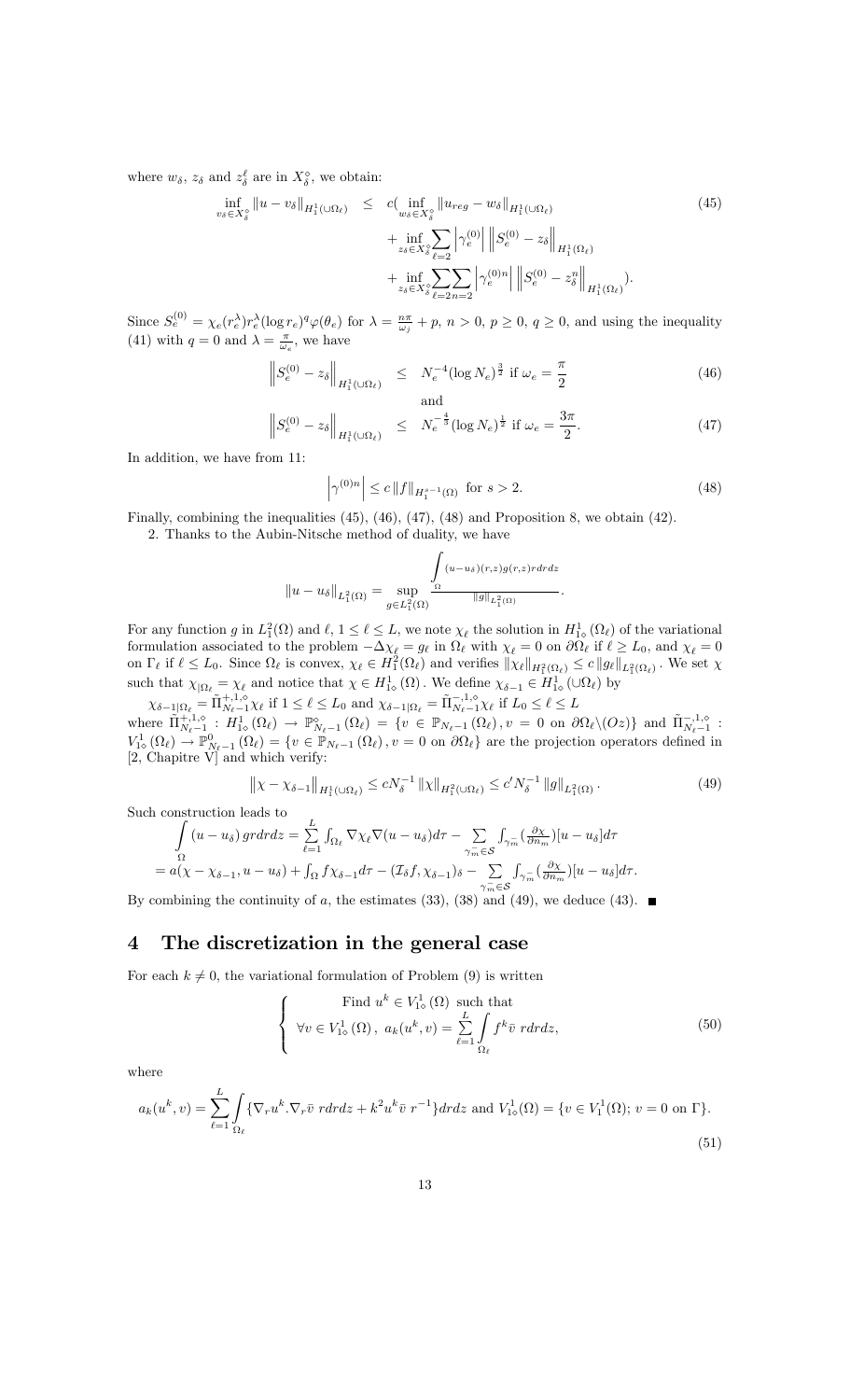where $w_\delta$, $z_\delta$ and $z_\delta^\ell$ are in $X_\delta^\diamond$, we obtain:

$$
\begin{aligned}
\inf_{v_\delta \in X_\delta^\diamond} \|u - v_\delta\|_{H_1^1(\cup\Omega_\ell)} \leq\ & c(\inf_{w_\delta \in X_\delta^\diamond} \|u_{reg} - w_\delta\|_{H_1^1(\cup\Omega_\ell)} \\
& + \inf_{z_\delta \in X_\delta^\diamond} \sum_{\ell=2} \left|\gamma_e^{(0)}\right| \left\|S_e^{(0)} - z_\delta\right\|_{H_1^1(\Omega_\ell)} \\
& + \inf_{z_\delta \in X_\delta^\diamond} \sum_{\ell=2} \sum_{n=2} \left|\gamma_e^{(0)n}\right| \left\|S_e^{(0)} - z_\delta^n\right\|_{H_1^1(\Omega_\ell)}).
\end{aligned} \tag{45}
$$

Since $S_e^{(0)} = \chi_e(r_e^\lambda) r_e^\lambda (\log r_e)^q \varphi(\theta_e)$ for $\lambda = \frac{n\pi}{\omega_j} + p$, $n > 0$, $p \geq 0$, $q \geq 0$, and using the inequality (41) with $q = 0$ and $\lambda = \frac{\pi}{\omega_e}$, we have

$$
\left\|S_e^{(0)} - z_\delta\right\|_{H_1^1(\cup\Omega_\ell)} \leq N_e^{-4} (\log N_e)^{\frac{3}{2}} \text{ if } \omega_e = \frac{\pi}{2} \tag{46}
$$

and

$$
\left\|S_e^{(0)} - z_\delta\right\|_{H_1^1(\cup\Omega_\ell)} \leq N_e^{-\frac{4}{3}} (\log N_e)^{\frac{1}{2}} \text{ if } \omega_e = \frac{3\pi}{2}. \tag{47}
$$

In addition, we have from 11:

$$
\left|\gamma^{(0)n}\right| \leq c \|f\|_{H_1^{s-1}(\Omega)} \text{ for } s > 2. \tag{48}
$$

Finally, combining the inequalities (45), (46), (47), (48) and Proposition 8, we obtain (42).

2. Thanks to the Aubin-Nitsche method of duality, we have

$$
\|u - u_\delta\|_{L_1^2(\Omega)} = \sup_{g \in L_1^2(\Omega)} \frac{\int_\Omega (u-u_\delta)(r,z) g(r,z) r dr dz}{\|g\|_{L_1^2(\Omega)}}.
$$

For any function $g$ in $L_1^2(\Omega)$ and $\ell$, $1 \leq \ell \leq L$, we note $\chi_\ell$ the solution in $H_{1\diamond}^1(\Omega_\ell)$ of the variational formulation associated to the problem $-\Delta\chi_\ell = g_\ell$ in $\Omega_\ell$ with $\chi_\ell = 0$ on $\partial\Omega_\ell$ if $\ell \geq L_0$, and $\chi_\ell = 0$ on $\Gamma_\ell$ if $\ell \leq L_0$. Since $\Omega_\ell$ is convex, $\chi_\ell \in H_1^2(\Omega_\ell)$ and verifies $\|\chi_\ell\|_{H_1^2(\Omega_\ell)} \leq c \|g_\ell\|_{L_1^2(\Omega_\ell)}$. We set $\chi$ such that $\chi_{|\Omega_\ell} = \chi_\ell$ and notice that $\chi \in H_{1\diamond}^1(\Omega)$. We define $\chi_{\delta-1} \in H_{1\diamond}^1(\cup\Omega_\ell)$ by

$\chi_{\delta-1|\Omega_\ell} = \tilde{\Pi}_{N_\ell-1}^{+,1,\diamond} \chi_\ell$ if $1 \leq \ell \leq L_0$ and $\chi_{\delta-1|\Omega_\ell} = \tilde{\Pi}_{N_\ell-1}^{-,1,\diamond} \chi_\ell$ if $L_0 \leq \ell \leq L$

where $\tilde{\Pi}_{N_\ell-1}^{+,1,\diamond} : H_{1\diamond}^1(\Omega_\ell) \to \mathbb{P}_{N_\ell-1}^\diamond(\Omega_\ell) = \{v \in \mathbb{P}_{N_\ell-1}(\Omega_\ell), v = 0 \text{ on } \partial\Omega_\ell \backslash (Oz)\}$ and $\tilde{\Pi}_{N_\ell-1}^{-,1,\diamond} : V_{1\diamond}^1(\Omega_\ell) \to \mathbb{P}_{N_\ell-1}^0(\Omega_\ell) = \{v \in \mathbb{P}_{N_\ell-1}(\Omega_\ell), v = 0 \text{ on } \partial\Omega_\ell\}$ are the projection operators defined in [2, Chapitre V] and which verify:

$$
\|\chi - \chi_{\delta-1}\|_{H_1^1(\cup\Omega_\ell)} \leq c N_\delta^{-1} \|\chi\|_{H_1^2(\cup\Omega_\ell)} \leq c' N_\delta^{-1} \|g\|_{L_1^2(\Omega)}. \tag{49}
$$

Such construction leads to

$$
\begin{aligned}
\int_\Omega (u - u_\delta) g r dr dz &= \sum_{\ell=1}^L \int_{\Omega_\ell} \nabla\chi_\ell \nabla(u - u_\delta) d\tau - \sum_{\gamma_m^- \in \mathcal{S}} \int_{\gamma_m^-} (\tfrac{\partial\chi}{\partial n_m}) [u - u_\delta] d\tau \\
&= a(\chi - \chi_{\delta-1}, u - u_\delta) + \int_\Omega f \chi_{\delta-1} d\tau - (\mathcal{I}_\delta f, \chi_{\delta-1})_\delta - \sum_{\gamma_m^- \in \mathcal{S}} \int_{\gamma_m^-} (\tfrac{\partial\chi}{\partial n_m}) [u - u_\delta] d\tau.
\end{aligned}
$$

By combining the continuity of $a$, the estimates (33), (38) and (49), we deduce (43). ■

# 4 The discretization in the general case

For each $k \neq 0$, the variational formulation of Problem (9) is written

$$
\left\{
\begin{array}{c}
\text{Find } u^k \in V_{1\diamond}^1(\Omega) \text{ such that} \\
\forall v \in V_{1\diamond}^1(\Omega),\ a_k(u^k, v) = \sum_{\ell=1}^L \int_{\Omega_\ell} f^k \bar{v}\ r dr dz,
\end{array}
\right. \tag{50}
$$

where

$$
a_k(u^k, v) = \sum_{\ell=1}^L \int_{\Omega_\ell} \{\nabla_r u^k . \nabla_r \bar{v}\ r dr dz + k^2 u^k \bar{v}\ r^{-1}\} dr dz \text{ and } V_{1\diamond}^1(\Omega) = \{v \in V_1^1(\Omega);\ v = 0 \text{ on } \Gamma\}. \tag{51}
$$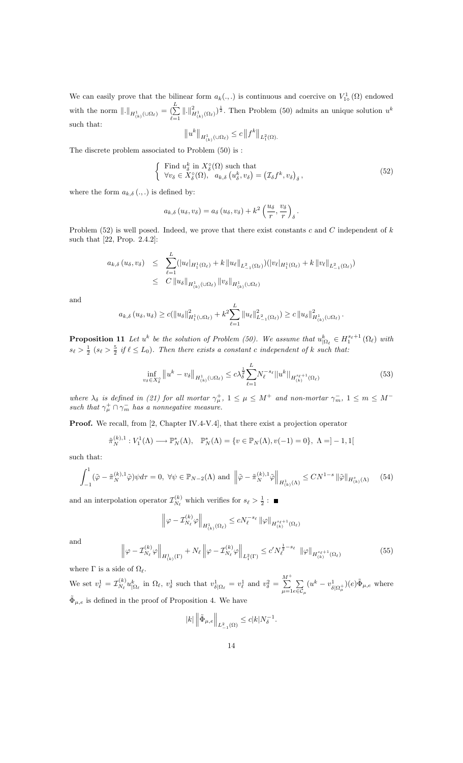We can easily prove that the bilinear form $a_k(.,.)$ is continuous and coercive on $V^1_{1\diamond}(\Omega)$ endowed with the norm $\|.\|_{H^1_{(k)}(\cup\Omega_\ell)} = (\sum_{\ell=1}^{L} \|.\|^2_{H^1_{(k)}(\Omega_\ell)})^{\frac{1}{2}}$. Then Problem (50) admits an unique solution $u^k$ such that:

$$\left\|u^k\right\|_{H^1_{(k)}(\cup\Omega_\ell)} \le c\left\|f^k\right\|_{L^2_1(\Omega)}.$$

The discrete problem associated to Problem (50) is :

$$\begin{cases} \text{Find } u^k_\delta \text{ in } X^\circ_\delta(\Omega) \text{ such that} \\ \forall v_\delta \in X^\circ_\delta(\Omega),\ \ a_{k,\delta}\left(u^k_\delta, v_\delta\right) = \left(\mathcal{I}_\delta f^k, v_\delta\right)_\delta, \end{cases} \tag{52}$$

where the form $a_{k,\delta}(.,.)$ is defined by:

$$a_{k,\delta}\left(u_\delta, v_\delta\right) = a_\delta\left(u_\delta, v_\delta\right) + k^2\left(\frac{u_\delta}{r}, \frac{v_\delta}{r}\right)_\delta.$$

Problem (52) is well posed. Indeed, we prove that there exist constants $c$ and $C$ independent of $k$ such that [22, Prop. 2.4.2]:

$$\begin{aligned} a_{k,\delta}\left(u_\delta, v_\delta\right) &\le \sum_{\ell=1}^{L}(|u_\ell|_{H^1_1(\Omega_\ell)} + k\left\|u_\ell\right\|_{L^2_{-1}(\Omega_\ell)})(|v_\ell|_{H^1_1(\Omega_\ell)} + k\left\|v_\ell\right\|_{L^2_{-1}(\Omega_\ell)}) \\ &\le C\left\|u_\delta\right\|_{H^1_{(k)}(\cup\Omega_\ell)}\left\|v_\delta\right\|_{H^1_{(k)}(\cup\Omega_\ell)} \end{aligned}$$

and

$$a_{k,\delta}\left(u_\delta, u_\delta\right) \ge c(\left\|u_\delta\right\|^2_{H^1_1(\cup\Omega_\ell)} + k^2\sum_{\ell=1}^{L}\left\|u_\ell\right\|^2_{L^2_{-1}(\Omega_\ell)}) \ge c\left\|u_\delta\right\|^2_{H^1_{(k)}(\cup\Omega_\ell)}.$$

**Proposition 11** *Let $u^k$ be the solution of Problem (50). We assume that $u^k_{|\Omega_\ell} \in H^{s_\ell+1}_1(\Omega_\ell)$ with $s_\ell > \frac{1}{2}$ ($s_\ell > \frac{5}{2}$ if $\ell \le L_0$). Then there exists a constant $c$ independent of $k$ such that:*

$$\inf_{v_\delta \in X^\circ_\delta}\left\|u^k - v_\delta\right\|_{H^1_{(k)}(\cup\Omega_\ell)} \le c\lambda_\delta^{\frac{1}{2}}\sum_{\ell=1}^{L}N_\ell^{-s_\ell}||u^k||_{H^{s_\ell+1}_{(k)}(\Omega_\ell)} \tag{53}$$

*where $\lambda_\delta$ is defined in (21) for all mortar $\gamma^+_\mu$, $1 \le \mu \le M^+$ and non-mortar $\gamma^-_m$, $1 \le m \le M^-$ such that $\gamma^+_\mu \cap \gamma^-_m$ has a nonnegative measure.*

**Proof.** We recall, from [2, Chapter IV.4-V.4], that there exist a projection operator

$$\tilde{\pi}^{(k),1}_N : V^1_1(\Lambda) \longrightarrow \mathbb{P}^*_N(\Lambda),\ \ \mathbb{P}^*_N(\Lambda) = \{v \in \mathbb{P}_N(\Lambda), v(-1) = 0\},\ \Lambda = ]-1,1[$$

such that:

$$\int_{-1}^{1}(\tilde{\varphi} - \tilde{\pi}^{(k),1}_N\tilde{\varphi})\psi d\tau = 0,\ \forall\psi \in \mathbb{P}_{N-2}(\Lambda) \text{ and } \left\|\tilde{\varphi} - \tilde{\pi}^{(k),1}_N\tilde{\varphi}\right\|_{H^1_{(k)}(\Lambda)} \le CN^{1-s}\left\|\tilde{\varphi}\right\|_{H^s_{(k)}(\Lambda)} \tag{54}$$

and an interpolation operator $\mathcal{I}^{(k)}_{N_\ell}$ which verifies for $s_\ell > \frac{1}{2}$ : ■

$$\left\|\varphi - \mathcal{I}^{(k)}_{N_\ell}\varphi\right\|_{H^1_{(k)}(\Omega_\ell)} \le cN_\ell^{-s_\ell}\left\|\varphi\right\|_{H^{s_\ell+1}_{(k)}(\Omega_\ell)}$$

and

$$\left\|\varphi - \mathcal{I}^{(k)}_{N_\ell}\varphi\right\|_{H^1_{(k)}(\Gamma)} + N_\ell\left\|\varphi - \mathcal{I}^{(k)}_{N_\ell}\varphi\right\|_{L^2_1(\Gamma)} \le c'N_\ell^{\frac{1}{2}-s_\ell}\ \left\|\varphi\right\|_{H^{s_\ell+1}_{(k)}(\Omega_\ell)} \tag{55}$$

where $\Gamma$ is a side of $\Omega_\ell$.

We set $v^1_\ell = \mathcal{I}^{(k)}_{N_\ell}u^k_{|\Omega_\ell}$ in $\Omega_\ell$, $v^1_\delta$ such that $v^1_{\delta|\Omega_\ell} = v^1_\ell$ and $v^2_\delta = \sum_{\mu=1}^{M^+}\sum_{e\in\mathcal{C}_\mu}(u^k - v^1_{\delta|\Omega^+_\mu})(e)\tilde{\Phi}_{\mu,e}$ where $\tilde{\Phi}_{\mu,e}$ is defined in the proof of Proposition 4. We have

$$|k|\left\|\tilde{\Phi}_{\mu,e}\right\|_{L^2_{-1}(\Omega)} \le c|k|N_\delta^{-1}.$$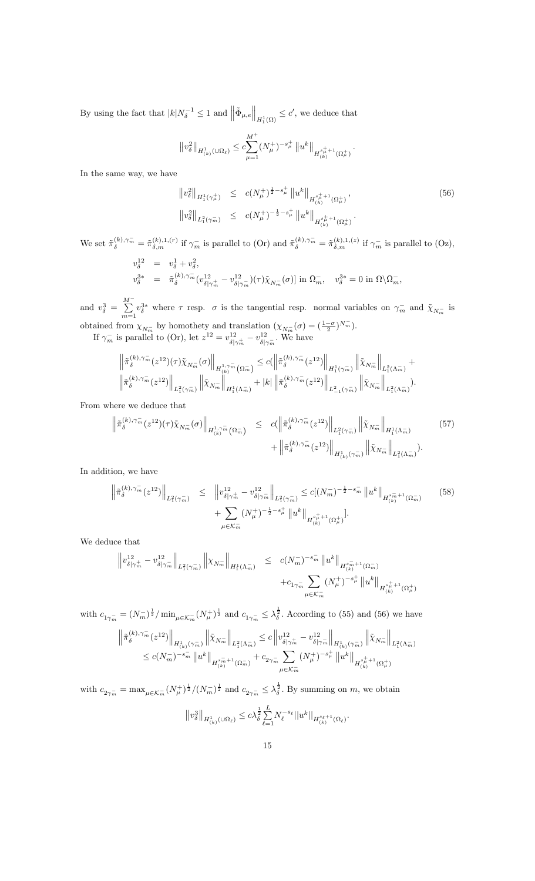By using the fact that $|k|N_\delta^{-1} \leq 1$ and $\left\|\tilde{\Phi}_{\mu,e}\right\|_{H_1^1(\Omega)} \leq c'$, we deduce that

$$\left\|v_\delta^2\right\|_{H^1_{(k)}(\cup\Omega_\ell)} \leq c\sum_{\mu=1}^{M^+}(N_\mu^+)^{-s_\mu^+}\left\|u^k\right\|_{H^{s_\mu^+ +1}_{(k)}(\Omega_\mu^+)}.$$

In the same way, we have

$$\begin{aligned}
\left\|v_\delta^2\right\|_{H_1^1(\gamma_m^+)} &\leq c(N_\mu^+)^{\frac{1}{2}-s_\mu^+}\left\|u^k\right\|_{H^{s_\mu^+ +1}_{(k)}(\Omega_\mu^+)}, \\
\left\|v_\delta^2\right\|_{L_1^2(\gamma_m^-)} &\leq c(N_\mu^+)^{-\frac{1}{2}-s_\mu^+}\left\|u^k\right\|_{H^{s_\mu^+ +1}_{(k)}(\Omega_\mu^+)}.
\end{aligned} \tag{56}$$

We set $\tilde{\pi}_\delta^{(k),\gamma_m^-} = \tilde{\pi}_{\delta,m}^{(k),1,(r)}$ if $\gamma_m^-$ is parallel to (Or) and $\tilde{\pi}_\delta^{(k),\gamma_m^-} = \tilde{\pi}_{\delta,m}^{(k),1,(z)}$ if $\gamma_m^-$ is parallel to (Oz),

$$\begin{aligned}
v_\delta^{12} &= v_\delta^1 + v_\delta^2, \\
v_\delta^{3*} &= \tilde{\pi}_\delta^{(k),\gamma_m^-}(v^{12}_{\delta|\gamma_m^+} - v^{12}_{\delta|\gamma_m^-})(\tau)\tilde{\chi}_{N_m^-}(\sigma)] \text{ in } \bar{\Omega}_m^-, \quad v_\delta^{3*} = 0 \text{ in } \Omega\backslash\bar{\Omega}_m^-,
\end{aligned}$$

and $v_\delta^3 = \sum_{m=1}^{M^-} v_\delta^{3*}$ where $\tau$ resp. $\sigma$ is the tangential resp. normal variables on $\gamma_m^-$ and $\tilde{\chi}_{N_m^-}$ is obtained from $\chi_{N_m^-}$ by homothety and translation ($\chi_{N_m^-}(\sigma) = (\frac{1-\sigma}{2})^{N_m^-}$).

If $\gamma_m^-$ is parallel to (Or), let $z^{12} = v^{12}_{\delta|\gamma_m^+} - v^{12}_{\delta|\gamma_m^-}$. We have

$$\begin{aligned}
&\left\|\tilde{\pi}_\delta^{(k),\gamma_m^-}(z^{12})(\tau)\tilde{\chi}_{N_m^-}(\sigma)\right\|_{H^{1,\gamma_m^-}_{(k)}(\Omega_m^-)} \leq c\Big(\left\|\tilde{\pi}_\delta^{(k),\gamma_m^-}(z^{12})\right\|_{H_1^1(\gamma_m^-)}\left\|\tilde{\chi}_{N_m^-}\right\|_{L_1^2(\Lambda_m^-)} + \\
&\left\|\tilde{\pi}_\delta^{(k),\gamma_m^-}(z^{12})\right\|_{L_1^2(\gamma_m^-)}\left\|\tilde{\chi}_{N_m^-}\right\|_{H_1^1(\Lambda_m^-)} + |k|\left\|\tilde{\pi}_\delta^{(k),\gamma_m^-}(z^{12})\right\|_{L^2_{-1}(\gamma_m^-)}\left\|\tilde{\chi}_{N_m^-}\right\|_{L_1^2(\Lambda_m^-)}\Big).
\end{aligned}$$

From where we deduce that

$$\begin{aligned}
\left\|\tilde{\pi}_\delta^{(k),\gamma_m^-}(z^{12})(\tau)\tilde{\chi}_{N_m^-}(\sigma)\right\|_{H^{1,\gamma_m^-}_{(k)}(\Omega_m^-)} &\leq c\Big(\left\|\tilde{\pi}_\delta^{(k),\gamma_m^-}(z^{12})\right\|_{L_1^2(\gamma_m^-)}\left\|\tilde{\chi}_{N_m^-}\right\|_{H_1^1(\Lambda_m^-)} \\
&\quad + \left\|\tilde{\pi}_\delta^{(k),\gamma_m^-}(z^{12})\right\|_{H^1_{(k)}(\gamma_m^-)}\left\|\tilde{\chi}_{N_m^-}\right\|_{L_1^2(\Lambda_m^-)}\Big).
\end{aligned} \tag{57}$$

In addition, we have

$$\begin{aligned}
\left\|\tilde{\pi}_\delta^{(k),\gamma_m^-}(z^{12})\right\|_{L_1^2(\gamma_m^-)} &\leq \left\|v^{12}_{\delta|\gamma_m^+} - v^{12}_{\delta|\gamma_m^-}\right\|_{L_1^2(\gamma_m^-)} \leq c[(N_m^-)^{-\frac{1}{2}-s_m^-}\left\|u^k\right\|_{H^{s_m^- +1}_{(k)}(\Omega_m^-)} \\
&\quad + \sum_{\mu\in\mathcal{K}_m^-}(N_\mu^+)^{-\frac{1}{2}-s_\mu^+}\left\|u^k\right\|_{H^{s_\mu^+ +1}_{(k)}(\Omega_\mu^+)}].
\end{aligned} \tag{58}$$

We deduce that

$$\begin{aligned}
\left\|v^{12}_{\delta|\gamma_m^+} - v^{12}_{\delta|\gamma_m^-}\right\|_{L_1^2(\gamma_m^-)}\left\|\chi_{N_m^-}\right\|_{H_1^1(\Lambda_m^-)} &\leq c(N_m^-)^{-s_m^-}\left\|u^k\right\|_{H^{s_m^- +1}_{(k)}(\Omega_m^-)} \\
&\quad + c_{1\gamma_m^-}\sum_{\mu\in\mathcal{K}_m^-}(N_\mu^+)^{-s_\mu^+}\left\|u^k\right\|_{H^{s_\mu^+ +1}_{(k)}(\Omega_\mu^+)}
\end{aligned}$$

with $c_{1\gamma_m^-} = (N_m^-)^{\frac{1}{2}}/\min_{\mu\in\mathcal{K}_m^-}(N_\mu^+)^{\frac{1}{2}}$ and $c_{1\gamma_m^-} \leq \lambda_\delta^{\frac{1}{2}}$. According to (55) and (56) we have

$$\begin{aligned}
&\left\|\tilde{\pi}_\delta^{(k),\gamma_m^-}(z^{12})\right\|_{H^1_{(k)}(\gamma_m^-)}\left\|\tilde{\chi}_{N_m^-}\right\|_{L^2_1(\Lambda_m^-)} \leq c\left\|v^{12}_{\delta|\gamma_m^+} - v^{12}_{\delta|\gamma_m^-}\right\|_{H^1_{(k)}(\gamma_m^-)}\left\|\tilde{\chi}_{N_m^-}\right\|_{L_1^2(\Lambda_m^-)} \\
&\leq c(N_m^-)^{-s_m^-}\left\|u^k\right\|_{H^{s_m^- +1}_{(k)}(\Omega_m^-)} + c_{2\gamma_m^-}\sum_{\mu\in\mathcal{K}_m^-}(N_\mu^+)^{-s_\mu^+}\left\|u^k\right\|_{H^{s_\mu^+ +1}_{(k)}(\Omega_\mu^+)}
\end{aligned}$$

with $c_{2\gamma_m^-} = \max_{\mu\in\mathcal{K}_m^-}(N_\mu^+)^{\frac{1}{2}}/(N_m^-)^{\frac{1}{2}}$ and $c_{2\gamma_m^-} \leq \lambda_\delta^{\frac{1}{2}}$. By summing on $m$, we obtain

$$\left\|v_\delta^3\right\|_{H^1_{(k)}(\cup\Omega_\ell)} \leq c\lambda_\delta^{\frac{1}{2}}\sum_{\ell=1}^{L}N_\ell^{-s_\ell}||u^k||_{H^{s_\ell+1}_{(k)}(\Omega_\ell)}.$$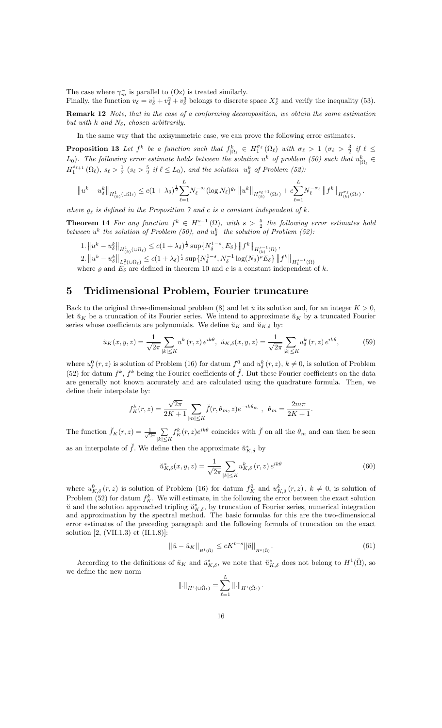The case where $\gamma_m^-$ is parallel to (Oz) is treated similarly.
Finally, the function $v_\delta = v_\delta^1 + v_\delta^2 + v_\delta^3$ belongs to discrete space $X_\delta^\circ$ and verify the inequality (53).

**Remark 12** *Note, that in the case of a conforming decomposition, we obtain the same estimation but with $k$ and $N_\delta$, chosen arbitrarily.*

In the same way that the axisymmetric case, we can prove the following error estimates.

**Proposition 13** *Let $f^k$ be a function such that $f^k_{|\Omega_\ell} \in H_1^{\sigma_\ell}(\Omega_\ell)$ with $\sigma_\ell > 1$ ($\sigma_\ell > \frac{3}{2}$ if $\ell \leq L_0$). The following error estimate holds between the solution $u^k$ of problem (50) such that $u^k_{|\Omega_\ell} \in H_1^{s_{\ell+1}}(\Omega_\ell)$, $s_\ell > \frac{1}{2}$ ($s_\ell > \frac{5}{2}$ if $\ell \leq L_0$), and the solution $u^k_\delta$ of Problem (52):*

$$\left\|u^k - u^k_\delta\right\|_{H^1_{(k)}(\cup\Omega_\ell)} \leq c(1+\lambda_\delta)^{\frac{1}{2}} \sum_{\ell=1}^{L} N_\ell^{-s_\ell} (\log N_\ell)^{\varrho_\ell} \left\|u^k\right\|_{H^{s_\ell+1}_{(k)}(\Omega_\ell)} + c\sum_{\ell=1}^{L} N_\ell^{-\sigma_\ell} \left\|f^k\right\|_{H^{\sigma_\ell}_{(k)}(\Omega_\ell)}.$$

*where $\varrho_\ell$ is defined in the Proposition 7 and $c$ is a constant independent of $k$.*

**Theorem 14** *For any function $f^k \in H_-^{s-1}(\Omega)$, with $s > \frac{5}{2}$ the following error estimates hold between $u^k$ the solution of Problem (50), and $u^k_\delta$ the solution of Problem (52):*

1. $\left\|u^k - u^k_\delta\right\|_{H^1_{(k)}(\cup\Omega_\ell)} \leq c(1+\lambda_\delta)^{\frac{1}{2}} \sup\{N_\delta^{1-s}, E_\delta\} \left\|f^k\right\|_{H^{s-1}_{(k)}(\Omega)}$,
2. $\left\|u^k - u^k_\delta\right\|_{L^2_1(\cup\Omega_\ell)} \leq c(1+\lambda_\delta)^{\frac{1}{2}} \sup\{N_\delta^{1-s}, N_\delta^{-1}\log(N_\delta)^{\varrho} E_\delta\} \left\|f^k\right\|_{H_1^{s-1}(\Omega)}$

where $\varrho$ and $E_\delta$ are defined in theorem 10 and $c$ is a constant independent of $k$.

## 5 Tridimensional Problem, Fourier truncature

Back to the original three-dimensional problem (8) and let $\breve{u}$ its solution and, for an integer $K > 0$, let $\breve{u}_K$ be a truncation of its Fourier series. We intend to approximate $\breve{u}_K$ by a truncated Fourier series whose coefficients are polynomials. We define $\breve{u}_K$ and $\breve{u}_{K,\delta}$ by:

$$\breve{u}_K(x,y,z) = \frac{1}{\sqrt{2\pi}} \sum_{|k|\leq K} u^k(r,z)\, e^{ik\theta},\ \ \breve{u}_{K,\delta}(x,y,z) = \frac{1}{\sqrt{2\pi}} \sum_{|k|\leq K} u^k_\delta(r,z)\, e^{ik\theta}, \tag{59}$$

where $u^0_\delta(r,z)$ is solution of Problem (16) for datum $f^0$ and $u^k_\delta(r,z)$, $k \neq 0$, is solution of Problem (52) for datum $f^k$, $f^k$ being the Fourier coefficients of $\breve{f}$. But these Fourier coefficients on the data are generally not known accurately and are calculated using the quadrature formula. Then, we define their interpolate by:

$$f^k_K(r,z) = \frac{\sqrt{2\pi}}{2K+1} \sum_{|m|\leq K} \breve{f}(r,\theta_m,z) e^{-ik\theta_m}\ ,\ \ \theta_m = \frac{2m\pi}{2K+1}.$$

The function $\breve{f}_K(r,z) = \frac{1}{\sqrt{2\pi}} \sum_{|k|\leq K} f^k_K(r,z) e^{ik\theta}$ coincides with $\breve{f}$ on all the $\theta_m$ and can then be seen as an interpolate of $\breve{f}$. We define then the approximate $\breve{u}^*_{K,\delta}$ by

$$\breve{u}^*_{K,\delta}(x,y,z) = \frac{1}{\sqrt{2\pi}} \sum_{|k|\leq K} u^k_{K,\delta}(r,z)\, e^{ik\theta} \tag{60}$$

where $u^0_{K,\delta}(r,z)$ is solution of Problem (16) for datum $f^0_K$ and $u^k_{K,\delta}(r,z)$, $k \neq 0$, is solution of Problem (52) for datum $f^k_K$. We will estimate, in the following the error between the exact solution $\breve{u}$ and the solution approached tripling $\breve{u}^*_{K,\delta}$, by truncation of Fourier series, numerical integration and approximation by the spectral method. The basic formulas for this are the two-dimensional error estimates of the preceding paragraph and the following formula of truncation on the exact solution [2, (VII.1.3) et (II.1.8)]:

$$||\breve{u} - \breve{u}_K||_{H^t(\breve{\Omega})} \leq cK^{t-s} ||\breve{u}||_{H^s(\breve{\Omega})}. \tag{61}$$

According to the definitions of $\breve{u}_K$ and $\breve{u}^*_{K,\delta}$, we note that $\breve{u}^*_{K,\delta}$ does not belong to $H^1(\breve{\Omega})$, so we define the new norm

$$\|.\|_{H^1(\cup\breve{\Omega}_\ell)} = \sum_{\ell=1}^{L} \|.\|_{H^1(\breve{\Omega}_\ell)}.$$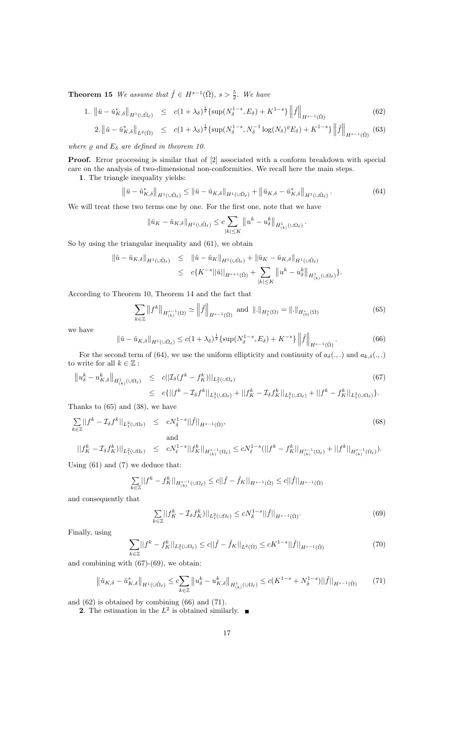**Theorem 15** *We assume that $\breve{f} \in H^{s-1}(\breve{\Omega})$, $s > \frac{5}{2}$. We have*

$$1.\ \left\|\breve{u} - \breve{u}^*_{K,\delta}\right\|_{H^1(\cup\breve{\Omega}_\ell)} \leq c(1+\lambda_\delta)^{\frac{1}{2}}\{\sup(N_\delta^{1-s}, E_\delta) + K^{1-s}\}\left\|\breve{f}\right\|_{H^{s-1}(\breve{\Omega})} \quad (62)$$

$$2.\left\|\breve{u} - \breve{u}^*_{K,\delta}\right\|_{L^2(\breve{\Omega})} \leq c(1+\lambda_\delta)^{\frac{1}{2}}\{\sup(N_\delta^{1-s}, N_\delta^{-1}\log(N_\delta)^{\varrho}E_\delta) + K^{1-s}\}\left\|\breve{f}\right\|_{H^{s-1}(\breve{\Omega})} \quad (63)$$

*where $\varrho$ and $E_\delta$ are defined in theorem 10.*

**Proof.** Error processing is similar that of [2] associated with a conform breakdown with special care on the analysis of two-dimensional non-conformities. We recall here the main steps.

**1**. The triangle inequality yields:

$$\left\|\breve{u} - \breve{u}^*_{K,\delta}\right\|_{H^1(\cup\breve{\Omega}_\ell)} \leq \left\|\breve{u} - \breve{u}_{K,\delta}\right\|_{H^1(\cup\breve{\Omega}_\ell)} + \left\|\breve{u}_{K,\delta} - \breve{u}^*_{K,\delta}\right\|_{H^1(\cup\breve{\Omega}_\ell)}. \quad (64)$$

We will treat these two terms one by one. For the first one, note that we have

$$\|\breve{u}_K - \breve{u}_{K,\delta}\|_{H^1(\cup\breve{\Omega}_\ell)} \leq c\sum_{|k|\leq K}\left\|u^k - u^k_\delta\right\|_{H^1_{(k)}(\cup\Omega_\ell)}.$$

So by using the triangular inequality and (61), we obtain

$$\begin{aligned}
\|\breve{u} - \breve{u}_{K,\delta}\|_{H^1(\cup\breve{\Omega}_\ell)} &\leq \|\breve{u} - \breve{u}_K\|_{H^1(\cup\breve{\Omega}_\ell)} + \|\breve{u}_K - \breve{u}_{K,\delta}\|_{H^1(\cup\breve{\Omega}_\ell)} \\
&\leq c\{K^{-s}||\breve{u}||_{H^{s+1}(\breve{\Omega})} + \sum_{|k|\leq K}\left\|u^k - u^k_\delta\right\|_{H^1_{(k)}(\cup\Omega_\ell)}\}.
\end{aligned}$$

According to Theorem 10, Theorem 14 and the fact that

$$\sum_{k\in\mathbb{Z}}\left\|f^k\right\|_{H^{s-1}_{(k)}(\Omega)} \simeq \left\|\breve{f}\right\|_{H^{s-1}(\breve{\Omega})} \text{ and } \|.\|_{H^s_1(\Omega)} = \|.\|_{H^s_{(0)}(\Omega)} \quad (65)$$

we have

$$\|\breve{u} - \breve{u}_{K,\delta}\|_{H^1(\cup\breve{\Omega}_\ell)} \leq c(1+\lambda_\delta)^{\frac{1}{2}}\{\sup(N_\delta^{1-s}, E_\delta) + K^{-s}\}\left\|\breve{f}\right\|_{H^{s-1}(\breve{\Omega})}. \quad (66)$$

For the second term of (64), we use the uniform ellipticity and continuity of $a_\delta(.,.)$ and $a_{k,\delta}(.,.)$ to write for all $k \in \mathbb{Z}$ :

$$\begin{aligned}
\left\|u^k_\delta - u^k_{K,\delta}\right\|_{H^1_{(k)}(\cup\Omega_\ell)} &\leq c||\mathcal{I}_\delta(f^k - f^k_K)||_{L^2_1(\cup\Omega_\ell)} \quad (67)\\
&\leq c\{||f^k - \mathcal{I}_\delta f^k||_{L^2_1(\cup\Omega_\ell)} + ||f^k_K - \mathcal{I}_\delta f^k_K||_{L^2_1(\cup\Omega_\ell)} + ||f^k - f^k_K||_{L^2_1(\cup\Omega_\ell)}\}.
\end{aligned}$$

Thanks to (65) and (38), we have

$$\sum_{k\in\mathbb{Z}}||f^k - \mathcal{I}_\delta f^k||_{L^2_1(\cup\Omega_\ell)} \leq cN_\delta^{1-s}||\breve{f}||_{H^{s-1}(\breve{\Omega})}, \quad (68)$$

and

$$||f^k_K - \mathcal{I}_\delta f^k_K)||_{L^2_1(\cup\Omega_\ell)} \leq cN_\ell^{1-s}||f^k_K||_{H^{s-1}_{(k)}(\Omega_\ell)} \leq cN_\ell^{1-s}(||f^k - f^k_K||_{H^{s-1}_{(k)}(\Omega_\ell)} + ||f^k||_{H^{s-1}_{(k)}(\Omega_\ell)}).$$

Using (61) and (7) we deduce that:

$$\sum_{k\in\mathbb{Z}}||f^k - f^k_K||_{H^{s-1}_{(k)}(\cup\Omega_\ell)} \leq c||\breve{f} - \breve{f}_K||_{H^{s-1}(\breve{\Omega})} \leq c||\breve{f}||_{H^{s-1}(\breve{\Omega})}$$

and consequently that

$$\sum_{k\in\mathbb{Z}}||f^k_K - \mathcal{I}_\delta f^k_K)||_{L^2_1(\cup\Omega_\ell)} \leq cN_\delta^{1-s}||\breve{f}||_{H^{s-1}(\breve{\Omega})}. \quad (69)$$

Finally, using

$$\sum_{k\in\mathbb{Z}}||f^k - f^k_K||_{L^2_1(\cup\Omega_\ell)} \leq c||\breve{f} - \breve{f}_K||_{L^2(\breve{\Omega})} \leq cK^{1-s}||\breve{f}||_{H^{s-1}(\breve{\Omega})} \quad (70)$$

and combining with (67)-(69), we obtain:

$$\left\|\breve{u}_{K,\delta} - \breve{u}^*_{K,\delta}\right\|_{H^1(\cup\breve{\Omega})} \leq c\sum_{k\in\mathbb{Z}}\left\|u^k_\delta - u^k_{K,\delta}\right\|_{H^1_{(k)}(\cup\Omega_\ell)} \leq c(K^{1-s} + N_\delta^{1-s})||\breve{f}||_{H^{s-1}(\breve{\Omega})} \quad (71)$$

and (62) is obtained by combining (66) and (71).

**2**. The estimation in the $L^2$ is obtained similarly. ■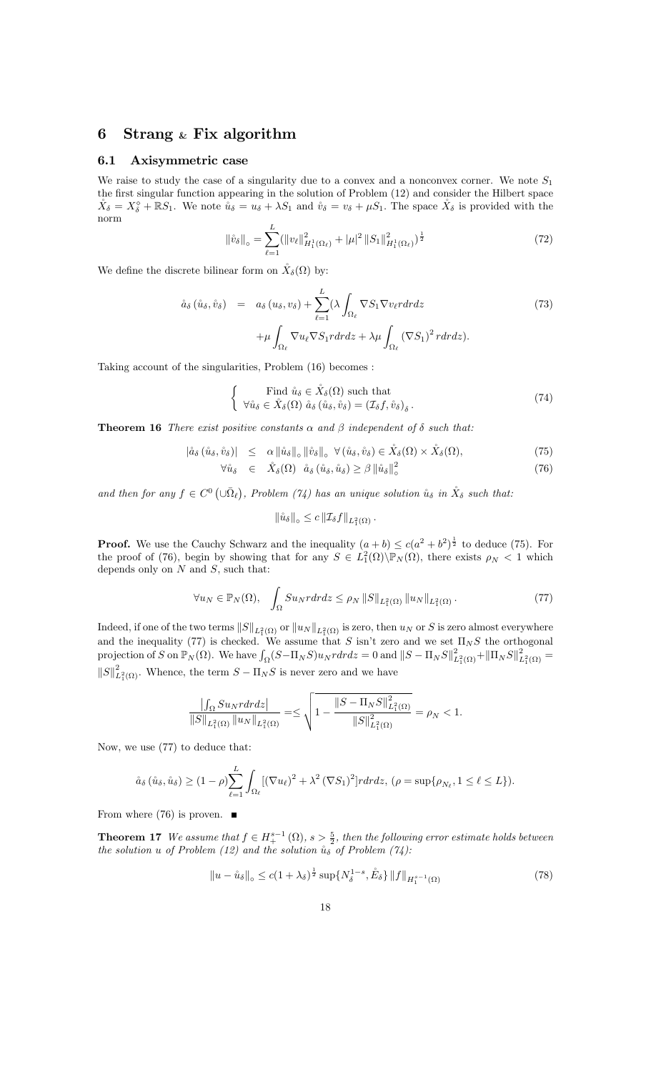## 6 Strang & Fix algorithm

### 6.1 Axisymmetric case

We raise to study the case of a singularity due to a convex and a nonconvex corner. We note $S_1$ the first singular function appearing in the solution of Problem (12) and consider the Hilbert space $\mathring{X}_\delta = X_\delta^\circ + \mathbb{R}S_1$. We note $\mathring{u}_\delta = u_\delta + \lambda S_1$ and $\mathring{v}_\delta = v_\delta + \mu S_1$. The space $\mathring{X}_\delta$ is provided with the norm

$$\|\mathring{v}_\delta\|_\circ = \sum_{\ell=1}^{L} (\|v_\ell\|^2_{H_1^1(\Omega_\ell)} + |\mu|^2 \|S_1\|^2_{H_1^1(\Omega_\ell)})^{\frac{1}{2}} \tag{72}$$

We define the discrete bilinear form on $\mathring{X}_\delta(\Omega)$ by:

$$\begin{aligned} \mathring{a}_\delta(\mathring{u}_\delta, \mathring{v}_\delta) &= a_\delta(u_\delta, v_\delta) + \sum_{\ell=1}^{L} (\lambda \int_{\Omega_\ell} \nabla S_1 \nabla v_\ell r dr dz \\ &\quad + \mu \int_{\Omega_\ell} \nabla u_\ell \nabla S_1 r dr dz + \lambda\mu \int_{\Omega_\ell} (\nabla S_1)^2 r dr dz). \end{aligned} \tag{73}$$

Taking account of the singularities, Problem (16) becomes :

$$\left\{ \begin{array}{c} \text{Find } \mathring{u}_\delta \in \mathring{X}_\delta(\Omega) \text{ such that} \\ \forall \mathring{v}_\delta \in \mathring{X}_\delta(\Omega)\ \mathring{a}_\delta(\mathring{u}_\delta, \mathring{v}_\delta) = (\mathcal{I}_\delta f, \mathring{v}_\delta)_\delta. \end{array} \right. \tag{74}$$

**Theorem 16** *There exist positive constants $\alpha$ and $\beta$ independent of $\delta$ such that:*

$$|\mathring{a}_\delta(\mathring{u}_\delta, \mathring{v}_\delta)| \leq \alpha \|\mathring{u}_\delta\|_\circ \|\mathring{v}_\delta\|_\circ \ \forall (\mathring{u}_\delta, \mathring{v}_\delta) \in \mathring{X}_\delta(\Omega) \times \mathring{X}_\delta(\Omega), \tag{75}$$

$$\forall \mathring{u}_\delta \in \mathring{X}_\delta(\Omega) \ \ \mathring{a}_\delta(\mathring{u}_\delta, \mathring{u}_\delta) \geq \beta \|\mathring{u}_\delta\|^2_\circ \tag{76}$$

*and then for any $f \in C^0(\cup\bar{\Omega}_\ell)$, Problem (74) has an unique solution $\mathring{u}_\delta$ in $\mathring{X}_\delta$ such that:*

$$\|\mathring{u}_\delta\|_\circ \leq c \|\mathcal{I}_\delta f\|_{L_1^2(\Omega)}.$$

**Proof.** We use the Cauchy Schwarz and the inequality $(a+b) \leq c(a^2+b^2)^{\frac{1}{2}}$ to deduce (75). For the proof of (76), begin by showing that for any $S \in L_1^2(\Omega) \backslash \mathbb{P}_N(\Omega)$, there exists $\rho_N < 1$ which depends only on $N$ and $S$, such that:

$$\forall u_N \in \mathbb{P}_N(\Omega), \quad \int_\Omega S u_N r dr dz \leq \rho_N \|S\|_{L_1^2(\Omega)} \|u_N\|_{L_1^2(\Omega)}. \tag{77}$$

Indeed, if one of the two terms $\|S\|_{L_1^2(\Omega)}$ or $\|u_N\|_{L_1^2(\Omega)}$ is zero, then $u_N$ or $S$ is zero almost everywhere and the inequality (77) is checked. We assume that $S$ isn't zero and we set $\Pi_N S$ the orthogonal projection of $S$ on $\mathbb{P}_N(\Omega)$. We have $\int_\Omega (S - \Pi_N S) u_N r dr dz = 0$ and $\|S - \Pi_N S\|^2_{L_1^2(\Omega)} + \|\Pi_N S\|^2_{L_1^2(\Omega)} = \|S\|^2_{L_1^2(\Omega)}$. Whence, the term $S - \Pi_N S$ is never zero and we have

$$\frac{\left|\int_\Omega S u_N r dr dz\right|}{\|S\|_{L_1^2(\Omega)} \|u_N\|_{L_1^2(\Omega)}} = \leq \sqrt{1 - \frac{\|S - \Pi_N S\|^2_{L_1^2(\Omega)}}{\|S\|^2_{L_1^2(\Omega)}}} = \rho_N < 1.$$

Now, we use (77) to deduce that:

$$\mathring{a}_\delta(\mathring{u}_\delta, \mathring{u}_\delta) \geq (1-\rho) \sum_{\ell=1}^{L} \int_{\Omega_\ell} [(\nabla u_\ell)^2 + \lambda^2 (\nabla S_1)^2] r dr dz, \ (\rho = \sup\{\rho_{N_\ell}, 1 \leq \ell \leq L\}).$$

From where (76) is proven. ■

**Theorem 17** *We assume that $f \in H_+^{s-1}(\Omega)$, $s > \frac{5}{2}$, then the following error estimate holds between the solution $u$ of Problem (12) and the solution $\mathring{u}_\delta$ of Problem (74):*

$$\|u - \mathring{u}_\delta\|_\circ \leq c(1+\lambda_\delta)^{\frac{1}{2}} \sup\{N_\delta^{1-s}, \mathring{E}_\delta\} \|f\|_{H_1^{s-1}(\Omega)} \tag{78}$$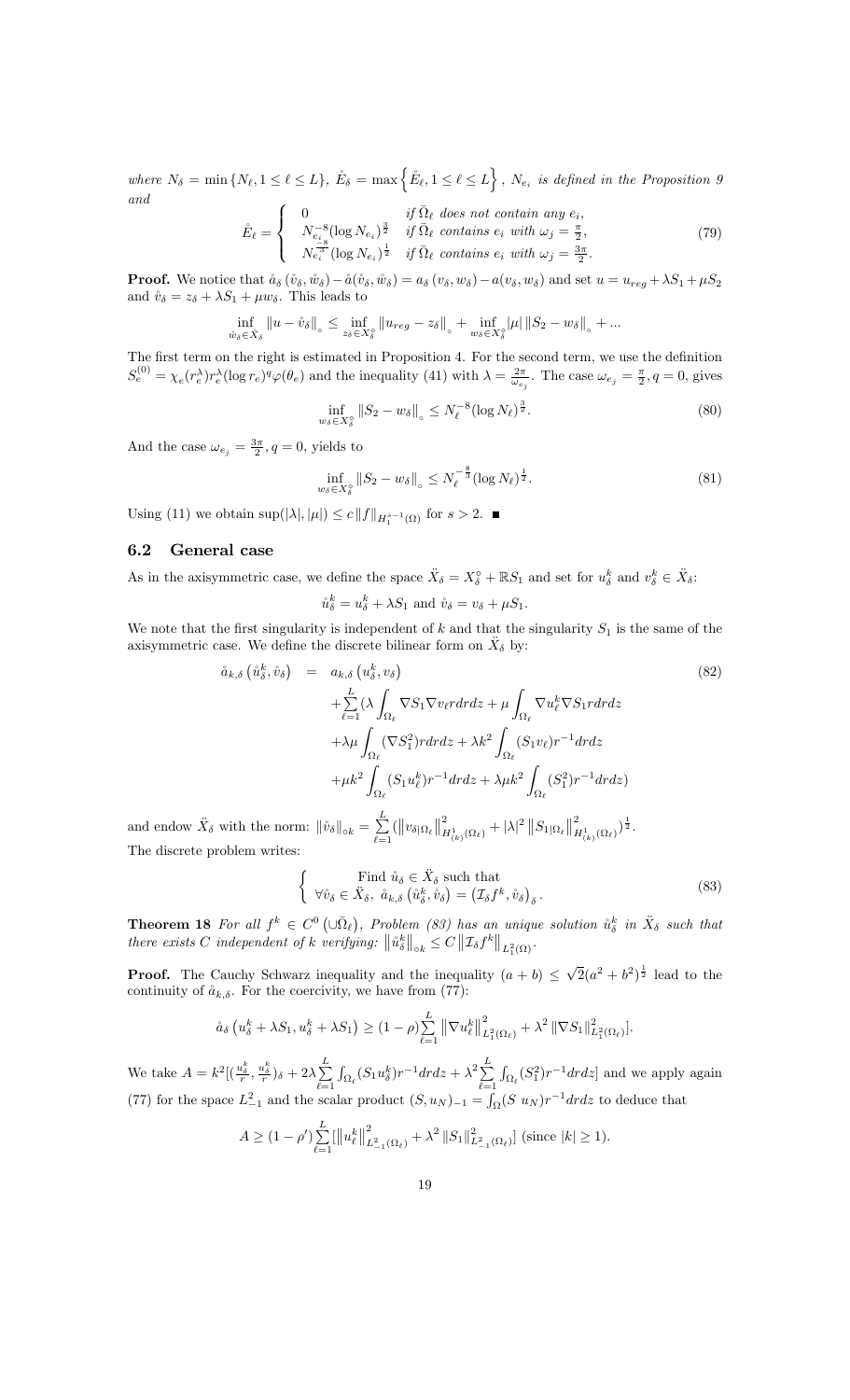*where* $N_\delta = \min\{N_\ell, 1 \le \ell \le L\}$, $\mathring{E}_\delta = \max\left\{\mathring{E}_\ell, 1 \le \ell \le L\right\}$, $N_{e_i}$ *is defined in the Proposition 9 and*

$$\mathring{E}_\ell = \begin{cases} 0 & \text{if } \bar{\Omega}_\ell \text{ does not contain any } e_i, \\ N_{e_i}^{-8}(\log N_{e_i})^{\frac{3}{2}} & \text{if } \bar{\Omega}_\ell \text{ contains } e_i \text{ with } \omega_j = \frac{\pi}{2}, \\ N_{e_i}^{\frac{-8}{3}}(\log N_{e_i})^{\frac{1}{2}} & \text{if } \bar{\Omega}_\ell \text{ contains } e_i \text{ with } \omega_j = \frac{3\pi}{2}. \end{cases} \tag{79}$$

**Proof.** We notice that $\mathring{a}_\delta(\mathring{v}_\delta, \mathring{w}_\delta) - \mathring{a}(\mathring{v}_\delta, \mathring{w}_\delta) = a_\delta(v_\delta, w_\delta) - a(v_\delta, w_\delta)$ and set $u = u_{reg} + \lambda S_1 + \mu S_2$ and $\mathring{v}_\delta = z_\delta + \lambda S_1 + \mu w_\delta$. This leads to

$$\inf_{\mathring{w}_\delta \in \mathring{X}_\delta} \|u - \mathring{v}_\delta\|_\circ \le \inf_{z_\delta \in X_\delta^\circ} \|u_{reg} - z_\delta\|_\circ + \inf_{w_\delta \in X_\delta^\circ} |\mu| \, \|S_2 - w_\delta\|_\circ + ...$$

The first term on the right is estimated in Proposition 4. For the second term, we use the definition $S_e^{(0)} = \chi_e(r_e^\lambda) r_e^\lambda (\log r_e)^q \varphi(\theta_e)$ and the inequality (41) with $\lambda = \frac{2\pi}{\omega_{e_j}}$. The case $\omega_{e_j} = \frac{\pi}{2}, q = 0$, gives

$$\inf_{w_\delta \in X_\delta^\circ} \|S_2 - w_\delta\|_\circ \le N_\ell^{-8} (\log N_\ell)^{\frac{3}{2}}. \tag{80}$$

And the case $\omega_{e_j} = \frac{3\pi}{2}, q = 0$, yields to

$$\inf_{w_\delta \in X_\delta^\circ} \|S_2 - w_\delta\|_\circ \le N_\ell^{-\frac{8}{3}} (\log N_\ell)^{\frac{1}{2}}. \tag{81}$$

Using (11) we obtain $\sup(|\lambda|, |\mu|) \le c \|f\|_{H_1^{s-1}(\Omega)}$ for $s > 2$. ∎

## 6.2 General case

As in the axisymmetric case, we define the space $\ddot{X}_\delta = X_\delta^\circ + \mathbb{R}S_1$ and set for $u_\delta^k$ and $v_\delta^k \in \ddot{X}_\delta$:

$$\mathring{u}_\delta^k = u_\delta^k + \lambda S_1 \text{ and } \mathring{v}_\delta = v_\delta + \mu S_1.$$

We note that the first singularity is independent of $k$ and that the singularity $S_1$ is the same of the axisymmetric case. We define the discrete bilinear form on $\ddot{X}_\delta$ by:

$$\begin{aligned} \mathring{a}_{k,\delta}\left(\mathring{u}_\delta^k, \mathring{v}_\delta\right) &= a_{k,\delta}\left(u_\delta^k, v_\delta\right) \\ &+ \sum_{\ell=1}^{L} (\lambda \int_{\Omega_\ell} \nabla S_1 \nabla v_\ell r dr dz + \mu \int_{\Omega_\ell} \nabla u_\ell^k \nabla S_1 r dr dz \\ &+ \lambda\mu \int_{\Omega_\ell} (\nabla S_1^2) r dr dz + \lambda k^2 \int_{\Omega_\ell} (S_1 v_\ell) r^{-1} dr dz \\ &+ \mu k^2 \int_{\Omega_\ell} (S_1 u_\ell^k) r^{-1} dr dz + \lambda\mu k^2 \int_{\Omega_\ell} (S_1^2) r^{-1} dr dz) \end{aligned} \tag{82}$$

and endow $\ddot{X}_\delta$ with the norm: $\|\mathring{v}_\delta\|_{\circ k} = \sum_{\ell=1}^{L} (\|v_{\delta|\Omega_\ell}\|_{H^1_{(k)}(\Omega_\ell)}^2 + |\lambda|^2 \|S_{1|\Omega_\ell}\|_{H^1_{(k)}(\Omega_\ell)}^2)^{\frac{1}{2}}$.

The discrete problem writes:

$$\begin{cases} \text{Find } \mathring{u}_\delta \in \ddot{X}_\delta \text{ such that} \\ \forall \mathring{v}_\delta \in \ddot{X}_\delta, \ \mathring{a}_{k,\delta}\left(\mathring{u}_\delta^k, \mathring{v}_\delta\right) = \left(\mathcal{I}_\delta f^k, \mathring{v}_\delta\right)_\delta. \end{cases} \tag{83}$$

**Theorem 18** *For all $f^k \in C^0(\cup\bar{\Omega}_\ell)$, Problem (83) has an unique solution $\mathring{u}_\delta^k$ in $\ddot{X}_\delta$ such that there exists $C$ independent of $k$ verifying: $\|\mathring{u}_\delta^k\|_{\circ k} \le C \|\mathcal{I}_\delta f^k\|_{L_1^2(\Omega)}$.*

**Proof.** The Cauchy Schwarz inequality and the inequality $(a+b) \le \sqrt{2}(a^2+b^2)^{\frac{1}{2}}$ lead to the continuity of $\mathring{a}_{k,\delta}$. For the coercivity, we have from (77):

$$\mathring{a}_\delta\left(u_\delta^k + \lambda S_1, u_\delta^k + \lambda S_1\right) \ge (1-\rho) \sum_{\ell=1}^{L} \|\nabla u_\ell^k\|_{L_1^2(\Omega_\ell)}^2 + \lambda^2 \|\nabla S_1\|_{L_1^2(\Omega_\ell)}^2].$$

We take $A = k^2[(\frac{u_\delta^k}{r}, \frac{u_\delta^k}{r})_\delta + 2\lambda \sum_{\ell=1}^{L} \int_{\Omega_\ell} (S_1 u_\delta^k) r^{-1} dr dz + \lambda^2 \sum_{\ell=1}^{L} \int_{\Omega_\ell} (S_1^2) r^{-1} dr dz]$ and we apply again (77) for the space $L^2_{-1}$ and the scalar product $(S, u_N)_{-1} = \int_\Omega (S \ u_N) r^{-1} dr dz$ to deduce that

$$A \ge (1-\rho') \sum_{\ell=1}^{L} [\|u_\ell^k\|_{L^2_{-1}(\Omega_\ell)}^2 + \lambda^2 \|S_1\|_{L^2_{-1}(\Omega_\ell)}^2] \text{ (since } |k| \ge 1).$$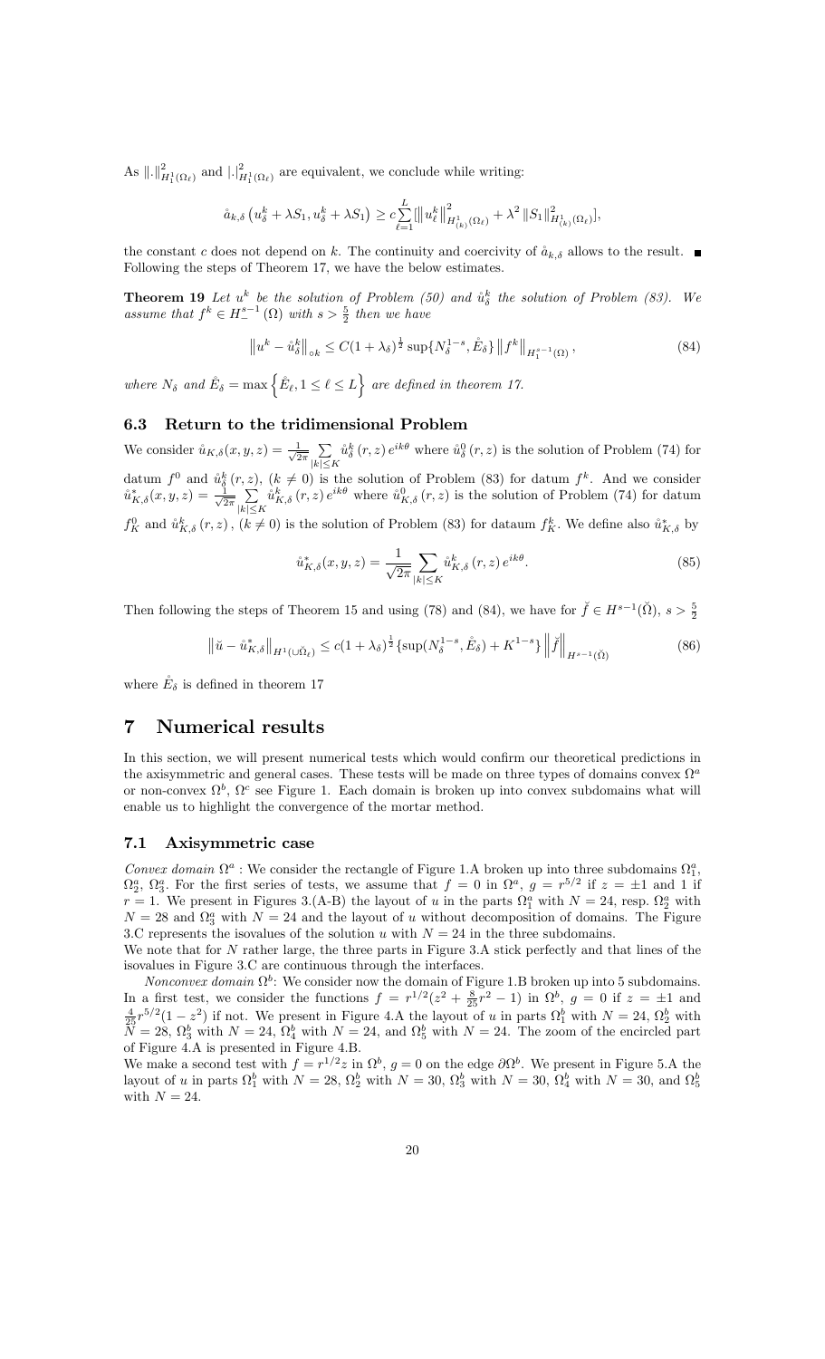As $\|.\|^2_{H^1_1(\Omega_\ell)}$ and $|.|^2_{H^1_1(\Omega_\ell)}$ are equivalent, we conclude while writing:

$$\mathring{a}_{k,\delta}\left(u^k_\delta + \lambda S_1, u^k_\delta + \lambda S_1\right) \geq c\sum_{\ell=1}^{L}[\left\|u^k_\ell\right\|^2_{H^1_{(k)}(\Omega_\ell)} + \lambda^2 \left\|S_1\right\|^2_{H^1_{(k)}(\Omega_\ell)}],$$

the constant $c$ does not depend on $k$. The continuity and coercivity of $\mathring{a}_{k,\delta}$ allows to the result. ∎

Following the steps of Theorem 17, we have the below estimates.

**Theorem 19** *Let $u^k$ be the solution of Problem (50) and $\mathring{u}^k_\delta$ the solution of Problem (83). We assume that $f^k \in H^{s-1}_-(\Omega)$ with $s > \frac{5}{2}$ then we have*

$$\left\|u^k - \mathring{u}^k_\delta\right\|_{\circ k} \leq C(1+\lambda_\delta)^{\frac{1}{2}} \sup\{N_\delta^{1-s}, \mathring{E}_\delta\} \left\|f^k\right\|_{H^{s-1}_1(\Omega)}, \tag{84}$$

*where $N_\delta$ and $\mathring{E}_\delta = \max\left\{\mathring{E}_\ell, 1 \leq \ell \leq L\right\}$ are defined in theorem 17.*

### 6.3 Return to the tridimensional Problem

We consider $\mathring{u}_{K,\delta}(x,y,z) = \frac{1}{\sqrt{2\pi}} \sum_{|k|\leq K} \mathring{u}^k_\delta(r,z)\, e^{ik\theta}$ where $\mathring{u}^0_\delta(r,z)$ is the solution of Problem (74) for datum $f^0$ and $\mathring{u}^k_\delta(r,z)$, $(k \neq 0)$ is the solution of Problem (83) for datum $f^k$. And we consider $\mathring{u}^*_{K,\delta}(x,y,z) = \frac{1}{\sqrt{2\pi}} \sum_{|k|\leq K} \mathring{u}^k_{K,\delta}(r,z)\, e^{ik\theta}$ where $\mathring{u}^0_{K,\delta}(r,z)$ is the solution of Problem (74) for datum $f^0_K$ and $\mathring{u}^k_{K,\delta}(r,z)$, $(k \neq 0)$ is the solution of Problem (83) for dataum $f^k_K$. We define also $\mathring{u}^*_{K,\delta}$ by

$$\mathring{u}^*_{K,\delta}(x,y,z) = \frac{1}{\sqrt{2\pi}} \sum_{|k|\leq K} \mathring{u}^k_{K,\delta}(r,z)\, e^{ik\theta}. \tag{85}$$

Then following the steps of Theorem 15 and using (78) and (84), we have for $\breve{f} \in H^{s-1}(\breve{\Omega})$, $s > \frac{5}{2}$

$$\left\|\breve{u} - \mathring{u}^*_{K,\delta}\right\|_{H^1(\cup\breve{\Omega}_\ell)} \leq c(1+\lambda_\delta)^{\frac{1}{2}} \{\sup(N_\delta^{1-s}, \mathring{E}_\delta) + K^{1-s}\} \left\|\breve{f}\right\|_{H^{s-1}(\breve{\Omega})} \tag{86}$$

where $\mathring{E}_\delta$ is defined in theorem 17

# 7 Numerical results

In this section, we will present numerical tests which would confirm our theoretical predictions in the axisymmetric and general cases. These tests will be made on three types of domains convex $\Omega^a$ or non-convex $\Omega^b$, $\Omega^c$ see Figure 1. Each domain is broken up into convex subdomains what will enable us to highlight the convergence of the mortar method.

## 7.1 Axisymmetric case

*Convex domain* $\Omega^a$ : We consider the rectangle of Figure 1.A broken up into three subdomains $\Omega^a_1$, $\Omega^a_2$, $\Omega^a_3$. For the first series of tests, we assume that $f = 0$ in $\Omega^a$, $g = r^{5/2}$ if $z = \pm 1$ and 1 if $r = 1$. We present in Figures 3.(A-B) the layout of $u$ in the parts $\Omega^a_1$ with $N = 24$, resp. $\Omega^a_2$ with $N = 28$ and $\Omega^a_3$ with $N = 24$ and the layout of $u$ without decomposition of domains. The Figure 3.C represents the isovalues of the solution $u$ with $N = 24$ in the three subdomains.

We note that for $N$ rather large, the three parts in Figure 3.A stick perfectly and that lines of the isovalues in Figure 3.C are continuous through the interfaces.

*Nonconvex domain* $\Omega^b$: We consider now the domain of Figure 1.B broken up into 5 subdomains. In a first test, we consider the functions $f = r^{1/2}(z^2 + \frac{8}{25}r^2 - 1)$ in $\Omega^b$, $g = 0$ if $z = \pm 1$ and $\frac{4}{25}r^{5/2}(1 - z^2)$ if not. We present in Figure 4.A the layout of $u$ in parts $\Omega^b_1$ with $N = 24$, $\Omega^b_2$ with $N = 28$, $\Omega^b_3$ with $N = 24$, $\Omega^b_4$ with $N = 24$, and $\Omega^b_5$ with $N = 24$. The zoom of the encircled part of Figure 4.A is presented in Figure 4.B.

We make a second test with $f = r^{1/2}z$ in $\Omega^b$, $g = 0$ on the edge $\partial\Omega^b$. We present in Figure 5.A the layout of $u$ in parts $\Omega^b_1$ with $N = 28$, $\Omega^b_2$ with $N = 30$, $\Omega^b_3$ with $N = 30$, $\Omega^b_4$ with $N = 30$, and $\Omega^b_5$ with $N = 24$.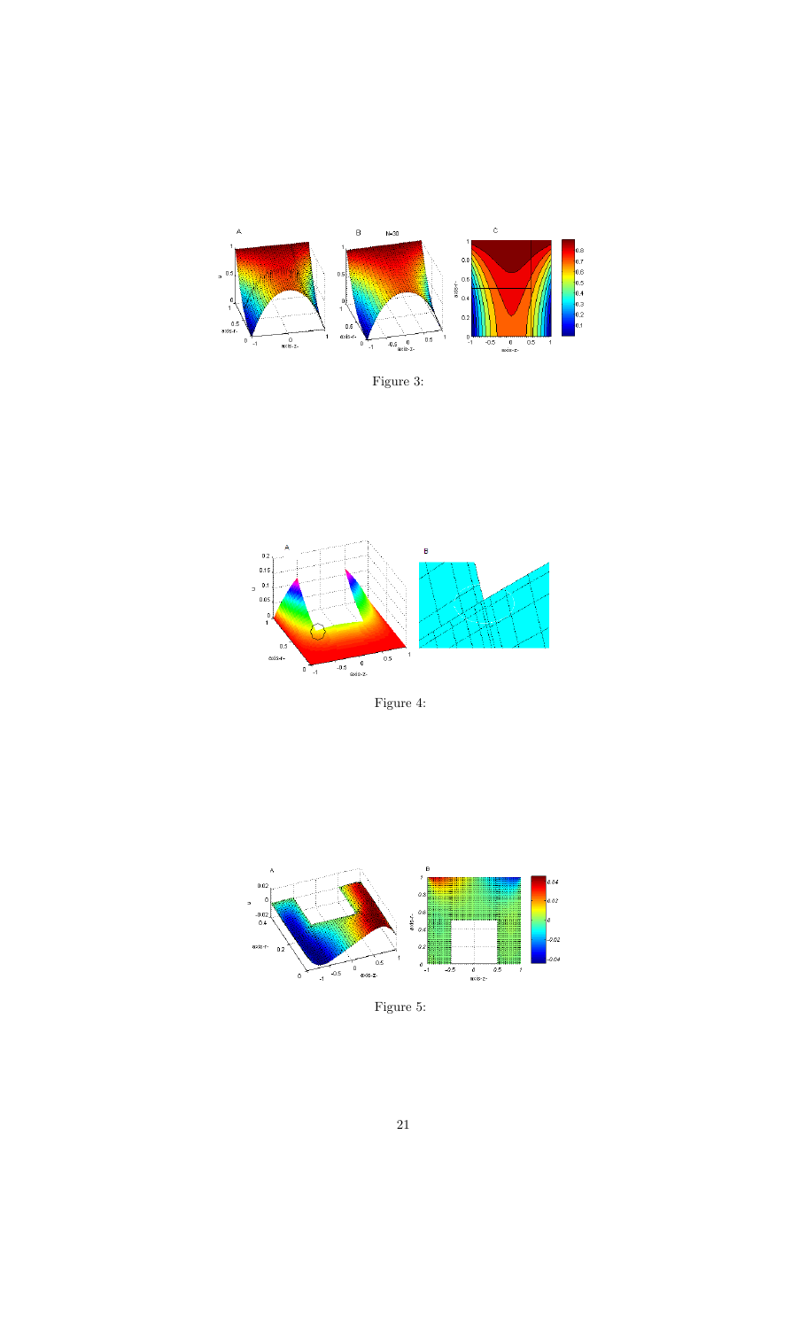Figure 3:

Figure 4:

Figure 5: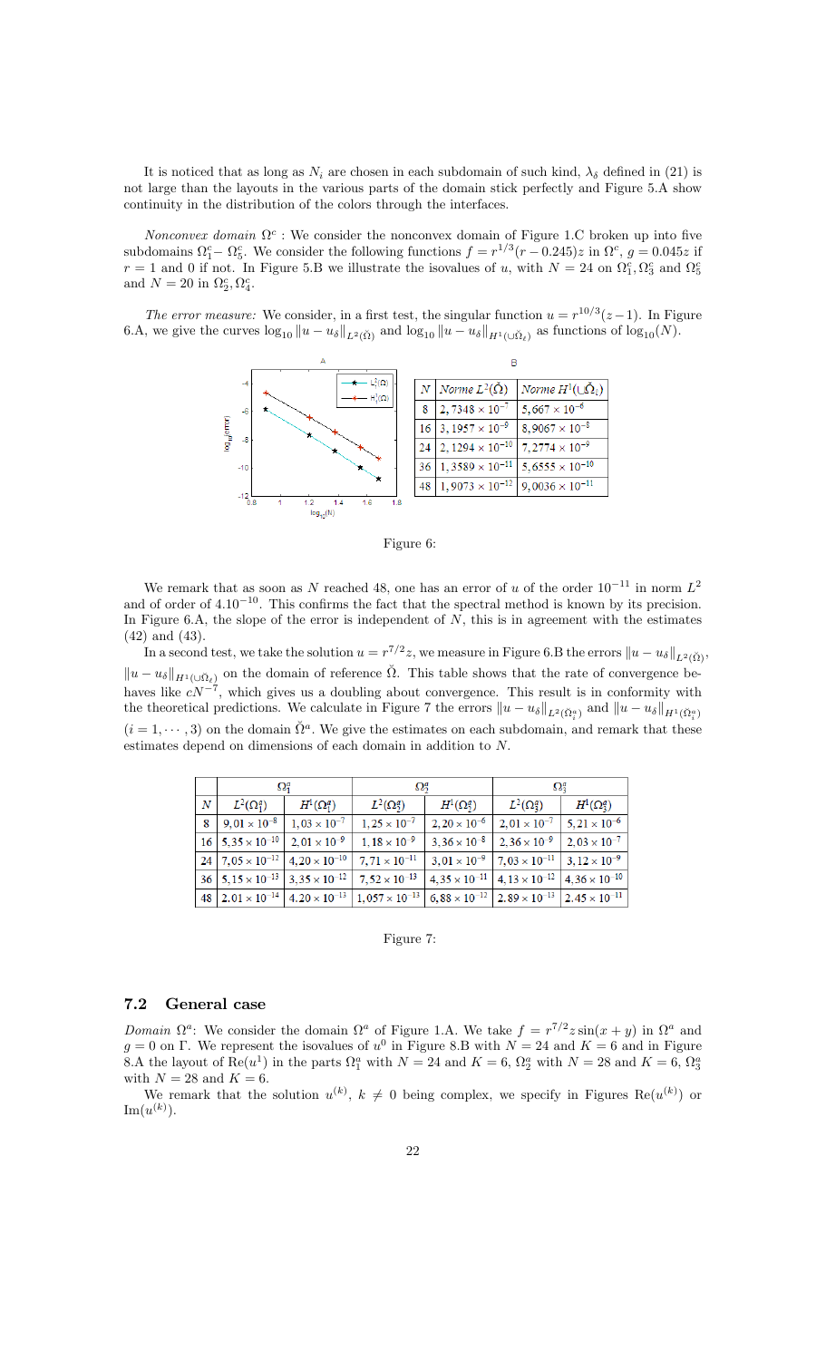It is noticed that as long as $N_i$ are chosen in each subdomain of such kind, $\lambda_\delta$ defined in (21) is not large than the layouts in the various parts of the domain stick perfectly and Figure 5.A show continuity in the distribution of the colors through the interfaces.

*Nonconvex domain* $\Omega^c$ : We consider the nonconvex domain of Figure 1.C broken up into five subdomains $\Omega_1^c$– $\Omega_5^c$. We consider the following functions $f = r^{1/3}(r - 0.245)z$ in $\Omega^c$, $g = 0.045z$ if $r = 1$ and 0 if not. In Figure 5.B we illustrate the isovalues of $u$, with $N = 24$ on $\Omega_1^c, \Omega_3^c$ and $\Omega_5^c$ and $N = 20$ in $\Omega_2^c, \Omega_4^c$.

*The error measure:* We consider, in a first test, the singular function $u = r^{10/3}(z-1)$. In Figure 6.A, we give the curves $\log_{10} \|u - u_\delta\|_{L^2(\breve{\Omega})}$ and $\log_{10} \|u - u_\delta\|_{H^1(\cup\breve{\Omega}_\ell)}$ as functions of $\log_{10}(N)$.

| $N$ | *Norme* $L^2(\breve{\Omega})$ | *Norme* $H^1(\cup\breve{\Omega}_\ell)$ |
|---|---|---|
| 8 | $2,7348 \times 10^{-7}$ | $5,667 \times 10^{-6}$ |
| 16 | $3,1957 \times 10^{-9}$ | $8,9067 \times 10^{-8}$ |
| 24 | $2,1294 \times 10^{-10}$ | $7,2774 \times 10^{-9}$ |
| 36 | $1,3589 \times 10^{-11}$ | $5,6555 \times 10^{-10}$ |
| 48 | $1,9073 \times 10^{-12}$ | $9,0036 \times 10^{-11}$ |

Figure 6:

We remark that as soon as $N$ reached 48, one has an error of $u$ of the order $10^{-11}$ in norm $L^2$ and of order of $4.10^{-10}$. This confirms the fact that the spectral method is known by its precision. In Figure 6.A, the slope of the error is independent of $N$, this is in agreement with the estimates (42) and (43).

In a second test, we take the solution $u = r^{7/2}z$, we measure in Figure 6.B the errors $\|u - u_\delta\|_{L^2(\breve{\Omega})}$, $\|u - u_\delta\|_{H^1(\cup\breve{\Omega}_\ell)}$ on the domain of reference $\breve{\Omega}$. This table shows that the rate of convergence behaves like $cN^{-7}$, which gives us a doubling about convergence. This result is in conformity with the theoretical predictions. We calculate in Figure 7 the errors $\|u - u_\delta\|_{L^2(\breve{\Omega}_i^a)}$ and $\|u - u_\delta\|_{H^1(\breve{\Omega}_i^a)}$ $(i = 1, \cdots, 3)$ on the domain $\breve{\Omega}^a$. We give the estimates on each subdomain, and remark that these estimates depend on dimensions of each domain in addition to $N$.

| | $\Omega_1^a$ | | $\Omega_2^a$ | | $\Omega_3^a$ | |
|---|---|---|---|---|---|---|
| $N$ | $L^2(\Omega_1^a)$ | $H^1(\Omega_1^a)$ | $L^2(\Omega_2^a)$ | $H^1(\Omega_2^a)$ | $L^2(\Omega_3^a)$ | $H^1(\Omega_3^a)$ |
| 8 | $9,01 \times 10^{-8}$ | $1,03 \times 10^{-7}$ | $1,25 \times 10^{-7}$ | $2,20 \times 10^{-6}$ | $2,01 \times 10^{-7}$ | $5,21 \times 10^{-6}$ |
| 16 | $5,35 \times 10^{-10}$ | $2,01 \times 10^{-9}$ | $1,18 \times 10^{-9}$ | $3,36 \times 10^{-8}$ | $2,36 \times 10^{-9}$ | $2,03 \times 10^{-7}$ |
| 24 | $7,05 \times 10^{-12}$ | $4,20 \times 10^{-10}$ | $7,71 \times 10^{-11}$ | $3,01 \times 10^{-9}$ | $7,03 \times 10^{-11}$ | $3,12 \times 10^{-9}$ |
| 36 | $5,15 \times 10^{-13}$ | $3,35 \times 10^{-12}$ | $7,52 \times 10^{-13}$ | $4,35 \times 10^{-11}$ | $4,13 \times 10^{-12}$ | $4,36 \times 10^{-10}$ |
| 48 | $2.01 \times 10^{-14}$ | $4.20 \times 10^{-13}$ | $1,057 \times 10^{-13}$ | $6,88 \times 10^{-12}$ | $2.89 \times 10^{-13}$ | $2.45 \times 10^{-11}$ |

Figure 7:

### 7.2 General case

*Domain* $\Omega^a$: We consider the domain $\Omega^a$ of Figure 1.A. We take $f = r^{7/2}z\sin(x + y)$ in $\Omega^a$ and $g = 0$ on $\Gamma$. We represent the isovalues of $u^0$ in Figure 8.B with $N = 24$ and $K = 6$ and in Figure 8.A the layout of $\mathrm{Re}(u^1)$ in the parts $\Omega_1^a$ with $N = 24$ and $K = 6$, $\Omega_2^a$ with $N = 28$ and $K = 6$, $\Omega_3^a$ with $N = 28$ and $K = 6$.

We remark that the solution $u^{(k)}$, $k \neq 0$ being complex, we specify in Figures $\mathrm{Re}(u^{(k)})$ or $\mathrm{Im}(u^{(k)})$.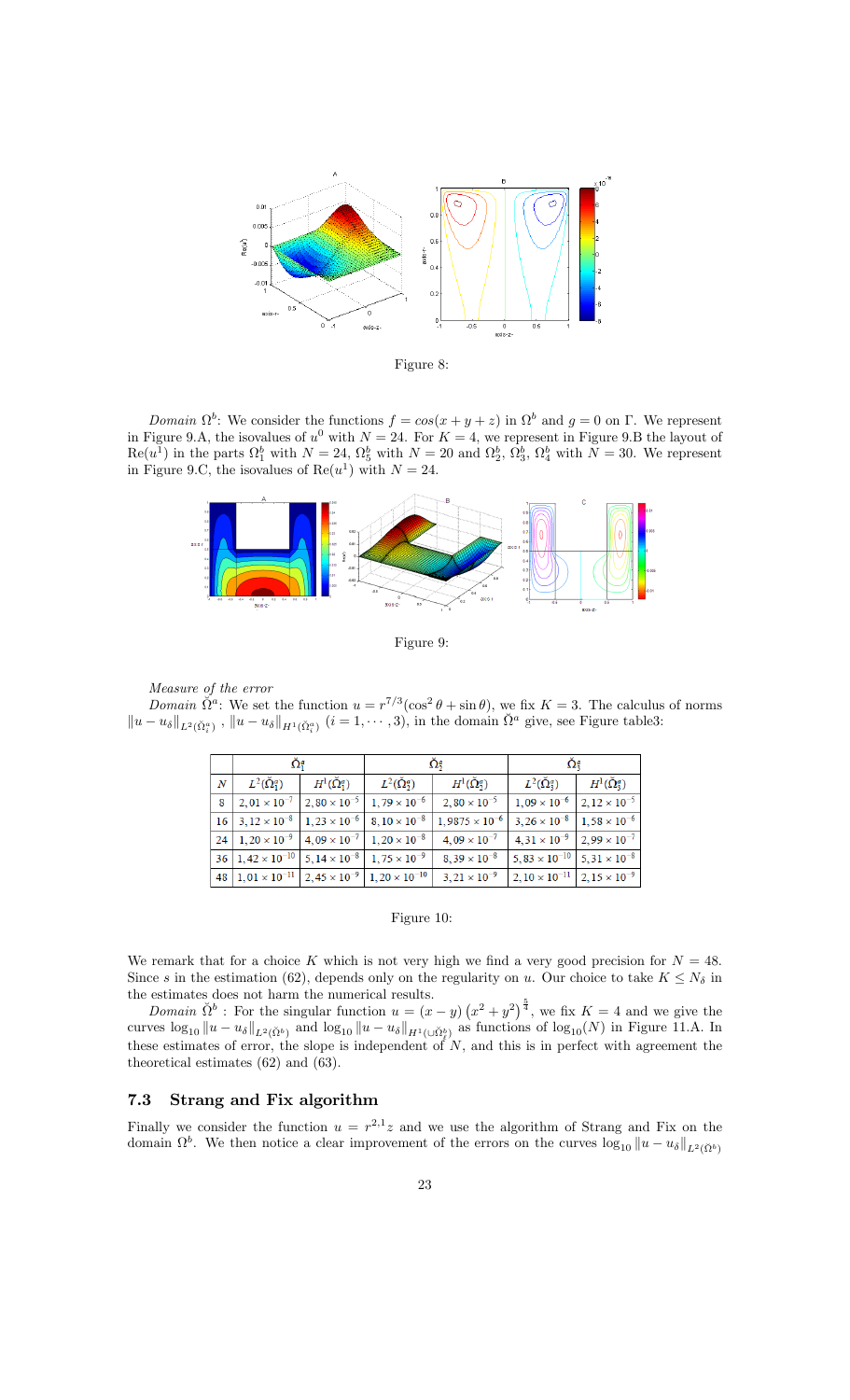Figure 8:

*Domain* $\Omega^b$: We consider the functions $f = cos(x + y + z)$ in $\Omega^b$ and $g = 0$ on $\Gamma$. We represent in Figure 9.A, the isovalues of $u^0$ with $N = 24$. For $K = 4$, we represent in Figure 9.B the layout of $\mathrm{Re}(u^1)$ in the parts $\Omega_1^b$ with $N = 24$, $\Omega_5^b$ with $N = 20$ and $\Omega_2^b$, $\Omega_3^b$, $\Omega_4^b$ with $N = 30$. We represent in Figure 9.C, the isovalues of $\mathrm{Re}(u^1)$ with $N = 24$.

Figure 9:

*Measure of the error*

*Domain* $\breve{\Omega}^a$: We set the function $u = r^{7/3}(\cos^2\theta + \sin\theta)$, we fix $K = 3$. The calculus of norms $\|u - u_\delta\|_{L^2(\breve{\Omega}_i^a)}$, $\|u - u_\delta\|_{H^1(\breve{\Omega}_i^a)}$ $(i = 1, \cdots, 3)$, in the domain $\breve{\Omega}^a$ give, see Figure table3:

| | $\breve{\Omega}_1^a$ | | $\breve{\Omega}_2^a$ | | $\breve{\Omega}_3^a$ | |
|---|---|---|---|---|---|---|
| $N$ | $L^2(\breve{\Omega}_1^a)$ | $H^1(\breve{\Omega}_1^a)$ | $L^2(\breve{\Omega}_2^a)$ | $H^1(\breve{\Omega}_2^a)$ | $L^2(\breve{\Omega}_3^a)$ | $H^1(\breve{\Omega}_3^a)$ |
| 8 | $2,01 \times 10^{-7}$ | $2,80 \times 10^{-5}$ | $1,79 \times 10^{-6}$ | $2,80 \times 10^{-5}$ | $1,09 \times 10^{-6}$ | $2,12 \times 10^{-5}$ |
| 16 | $3,12 \times 10^{-8}$ | $1,23 \times 10^{-6}$ | $8,10 \times 10^{-8}$ | $1,9875 \times 10^{-6}$ | $3,26 \times 10^{-8}$ | $1,58 \times 10^{-6}$ |
| 24 | $1,20 \times 10^{-9}$ | $4,09 \times 10^{-7}$ | $1,20 \times 10^{-8}$ | $4,09 \times 10^{-7}$ | $4,31 \times 10^{-9}$ | $2,99 \times 10^{-7}$ |
| 36 | $1,42 \times 10^{-10}$ | $5,14 \times 10^{-8}$ | $1,75 \times 10^{-9}$ | $8,39 \times 10^{-8}$ | $5,83 \times 10^{-10}$ | $5,31 \times 10^{-8}$ |
| 48 | $1,01 \times 10^{-11}$ | $2,45 \times 10^{-9}$ | $1,20 \times 10^{-10}$ | $3,21 \times 10^{-9}$ | $2,10 \times 10^{-11}$ | $2,15 \times 10^{-9}$ |

Figure 10:

We remark that for a choice $K$ which is not very high we find a very good precision for $N = 48$. Since $s$ in the estimation (62), depends only on the regularity on $u$. Our choice to take $K \leq N_\delta$ in the estimates does not harm the numerical results.

*Domain* $\breve{\Omega}^b$ : For the singular function $u = (x - y)\left(x^2 + y^2\right)^{\frac{5}{4}}$, we fix $K = 4$ and we give the curves $\log_{10}\|u - u_\delta\|_{L^2(\breve{\Omega}^b)}$ and $\log_{10}\|u - u_\delta\|_{H^1(\cup\breve{\Omega}_f^b)}$ as functions of $\log_{10}(N)$ in Figure 11.A. In these estimates of error, the slope is independent of $N$, and this is in perfect with agreement the theoretical estimates (62) and (63).

### 7.3 Strang and Fix algorithm

Finally we consider the function $u = r^{2.1}z$ and we use the algorithm of Strang and Fix on the domain $\Omega^b$. We then notice a clear improvement of the errors on the curves $\log_{10}\|u - u_\delta\|_{L^2(\breve{\Omega}^b)}$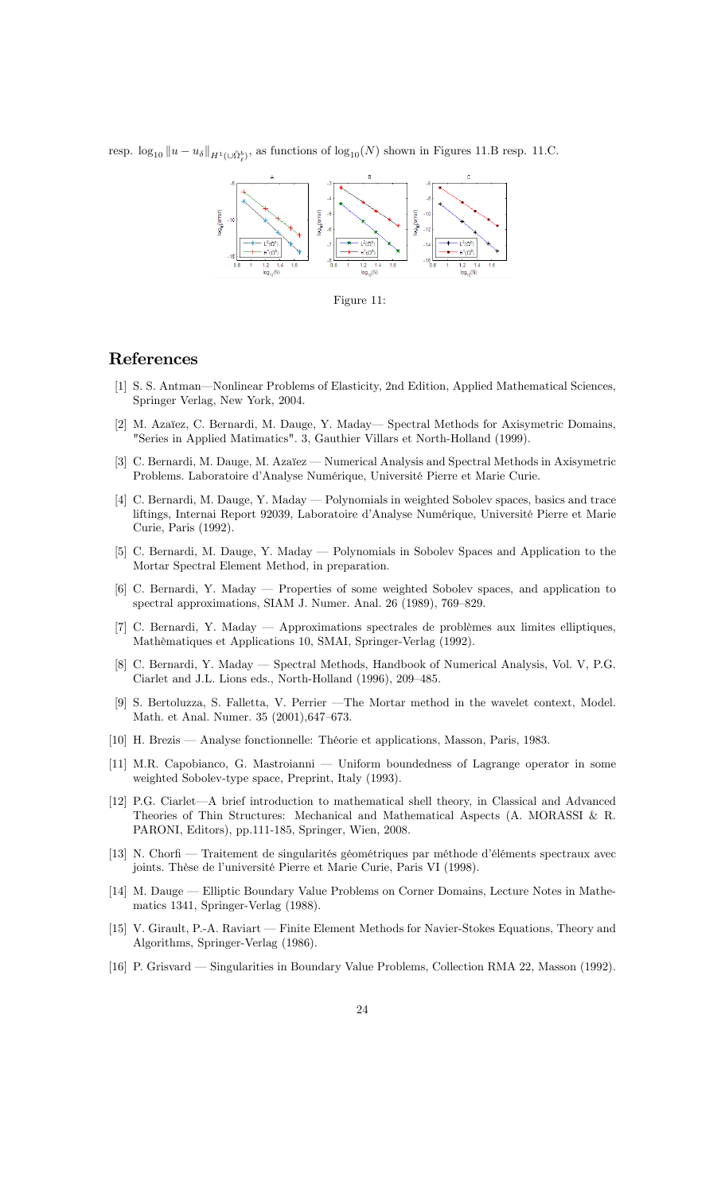resp. $\log_{10} \|u - u_\delta\|_{H^1(\cup \bar{\Omega}_\ell^b)}$, as functions of $\log_{10}(N)$ shown in Figures 11.B resp. 11.C.

Figure 11:

# References

[1] S. S. Antman—Nonlinear Problems of Elasticity, 2nd Edition, Applied Mathematical Sciences, Springer Verlag, New York, 2004.

[2] M. Azaïez, C. Bernardi, M. Dauge, Y. Maday— Spectral Methods for Axisymetric Domains, "Series in Applied Matimatics". 3, Gauthier Villars et North-Holland (1999).

[3] C. Bernardi, M. Dauge, M. Azaïez — Numerical Analysis and Spectral Methods in Axisymetric Problems. Laboratoire d'Analyse Numérique, Université Pierre et Marie Curie.

[4] C. Bernardi, M. Dauge, Y. Maday — Polynomials in weighted Sobolev spaces, basics and trace liftings, Internai Report 92039, Laboratoire d'Analyse Numérique, Université Pierre et Marie Curie, Paris (1992).

[5] C. Bernardi, M. Dauge, Y. Maday — Polynomials in Sobolev Spaces and Application to the Mortar Spectral Element Method, in preparation.

[6] C. Bernardi, Y. Maday — Properties of some weighted Sobolev spaces, and application to spectral approximations, SIAM J. Numer. Anal. 26 (1989), 769–829.

[7] C. Bernardi, Y. Maday — Approximations spectrales de problèmes aux limites elliptiques, Mathèmatiques et Applications 10, SMAI, Springer-Verlag (1992).

[8] C. Bernardi, Y. Maday — Spectral Methods, Handbook of Numerical Analysis, Vol. V, P.G. Ciarlet and J.L. Lions eds., North-Holland (1996), 209–485.

[9] S. Bertoluzza, S. Falletta, V. Perrier —The Mortar method in the wavelet context, Model. Math. et Anal. Numer. 35 (2001),647–673.

[10] H. Brezis — Analyse fonctionnelle: Théorie et applications, Masson, Paris, 1983.

[11] M.R. Capobianco, G. Mastroianni — Uniform boundedness of Lagrange operator in some weighted Sobolev-type space, Preprint, Italy (1993).

[12] P.G. Ciarlet—A brief introduction to mathematical shell theory, in Classical and Advanced Theories of Thin Structures: Mechanical and Mathematical Aspects (A. MORASSI & R. PARONI, Editors), pp.111-185, Springer, Wien, 2008.

[13] N. Chorfi — Traitement de singularités géométriques par méthode d'éléments spectraux avec joints. Thèse de l'université Pierre et Marie Curie, Paris VI (1998).

[14] M. Dauge — Elliptic Boundary Value Problems on Corner Domains, Lecture Notes in Mathematics 1341, Springer-Verlag (1988).

[15] V. Girault, P.-A. Raviart — Finite Element Methods for Navier-Stokes Equations, Theory and Algorithms, Springer-Verlag (1986).

[16] P. Grisvard — Singularities in Boundary Value Problems, Collection RMA 22, Masson (1992).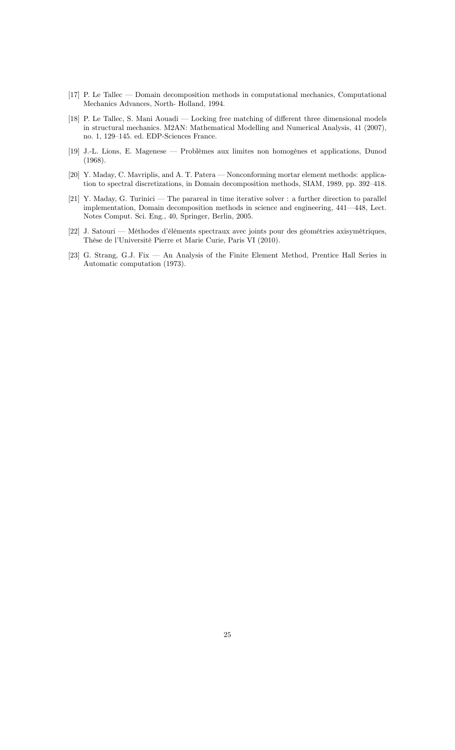[17] P. Le Tallec — Domain decomposition methods in computational mechanics, Computational Mechanics Advances, North- Holland, 1994.

[18] P. Le Tallec, S. Mani Aouadi — Locking free matching of different three dimensional models in structural mechanics. M2AN: Mathematical Modelling and Numerical Analysis, 41 (2007), no. 1, 129–145. ed. EDP-Sciences France.

[19] J.-L. Lions, E. Magenese — Problèmes aux limites non homogènes et applications, Dunod (1968).

[20] Y. Maday, C. Mavriplis, and A. T. Patera — Nonconforming mortar element methods: application to spectral discretizations, in Domain decomposition methods, SIAM, 1989, pp. 392–418.

[21] Y. Maday, G. Turinici — The parareal in time iterative solver : a further direction to parallel implementation, Domain decomposition methods in science and engineering, 441—448, Lect. Notes Comput. Sci. Eng., 40, Springer, Berlin, 2005.

[22] J. Satouri — Méthodes d'éléments spectraux avec joints pour des géométries axisymétriques, Thèse de l'Université Pierre et Marie Curie, Paris VI (2010).

[23] G. Strang, G.J. Fix — An Analysis of the Finite Element Method, Prentice Hall Series in Automatic computation (1973).